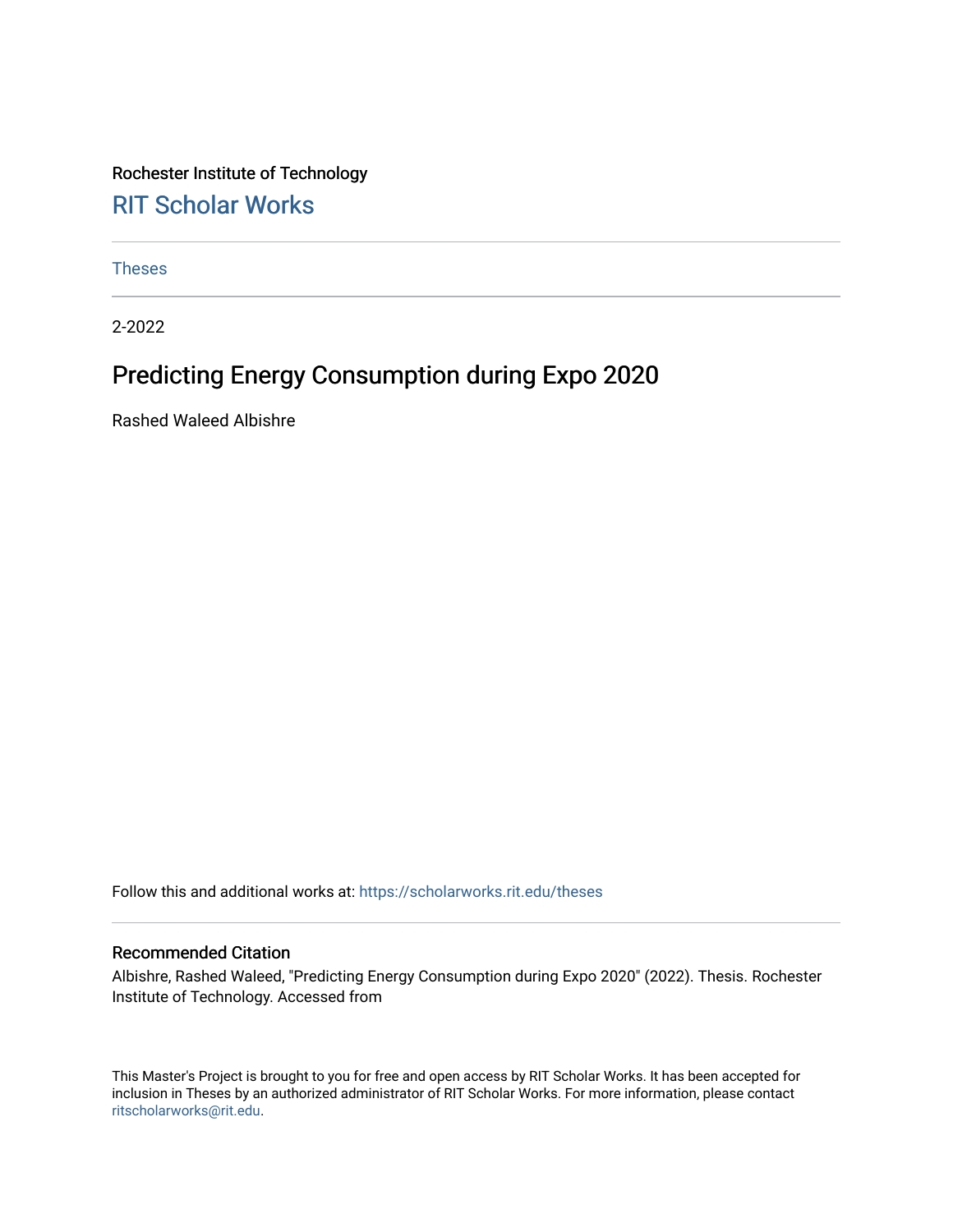Rochester Institute of Technology

## RIT Scholar Works

Theses

2-2022

# Predicting Energy Consumption during Expo 2020

Rashed Waleed Albishre

Follow this and additional works at: https://scholarworks.rit.edu/theses

### Recommended Citation

Albishre, Rashed Waleed, "Predicting Energy Consumption during Expo 2020" (2022). Thesis. Rochester Institute of Technology. Accessed from

This Master's Project is brought to you for free and open access by RIT Scholar Works. It has been accepted for inclusion in Theses by an authorized administrator of RIT Scholar Works. For more information, please contact ritscholarworks@rit.edu.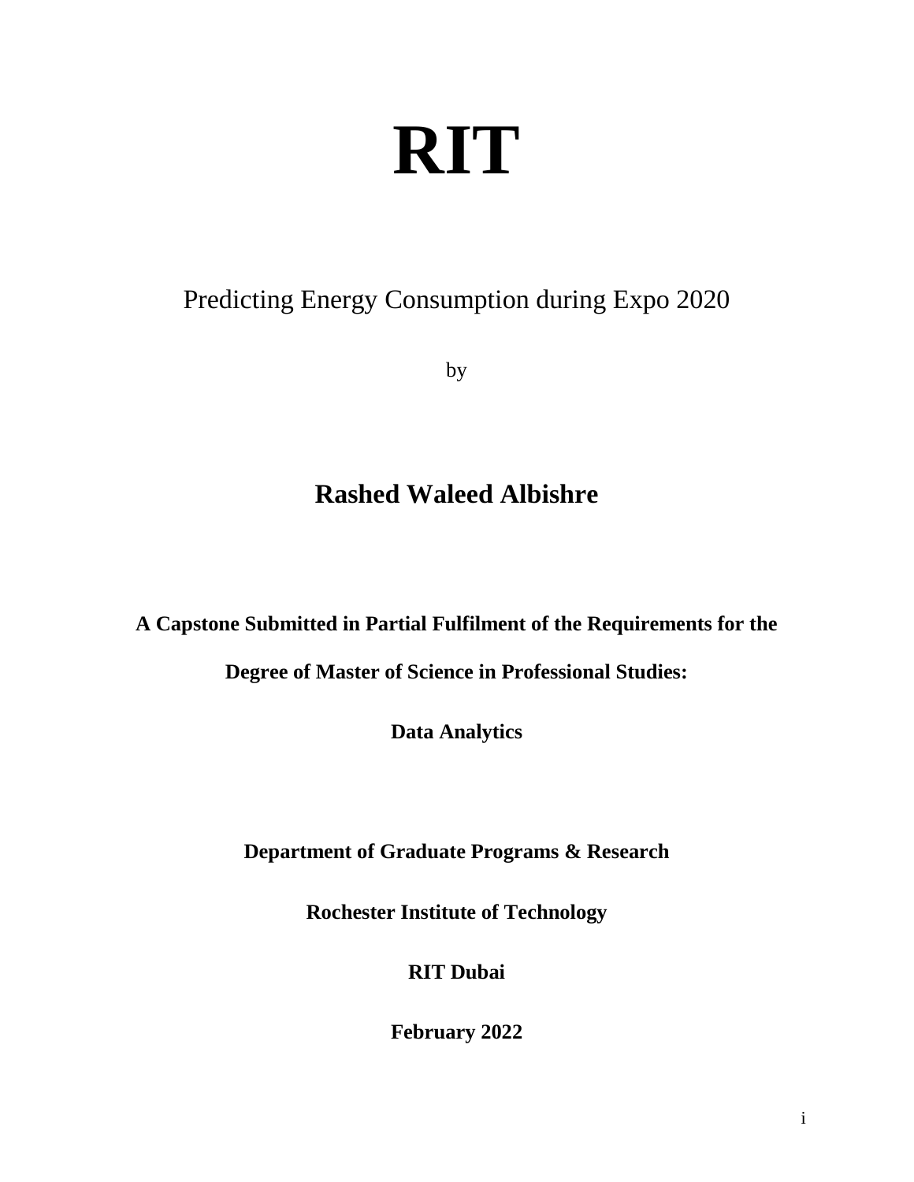# RIT

## Predicting Energy Consumption during Expo 2020

by

**Rashed Waleed Albishre**

**A Capstone Submitted in Partial Fulfilment of the Requirements for the Degree of Master of Science in Professional Studies: Data Analytics**

**Department of Graduate Programs & Research**

**Rochester Institute of Technology**

**RIT Dubai**

**February 2022**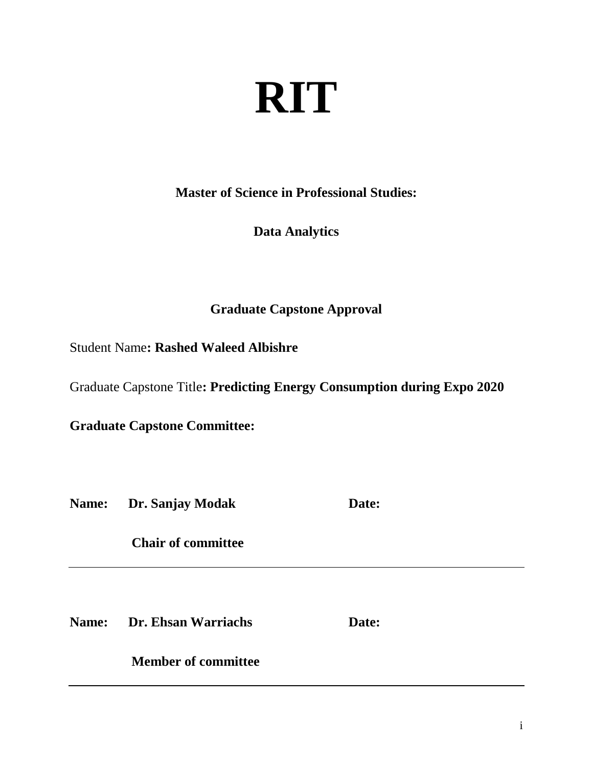# RIT

**Master of Science in Professional Studies:**

**Data Analytics**

**Graduate Capstone Approval**

Student Name**: Rashed Waleed Albishre**

Graduate Capstone Title**: Predicting Energy Consumption during Expo 2020**

**Graduate Capstone Committee:**

**Name:** **Dr. Sanjay Modak** **Date:**

**Chair of committee**

---

**Name:** **Dr. Ehsan Warriachs** **Date:**

**Member of committee**

---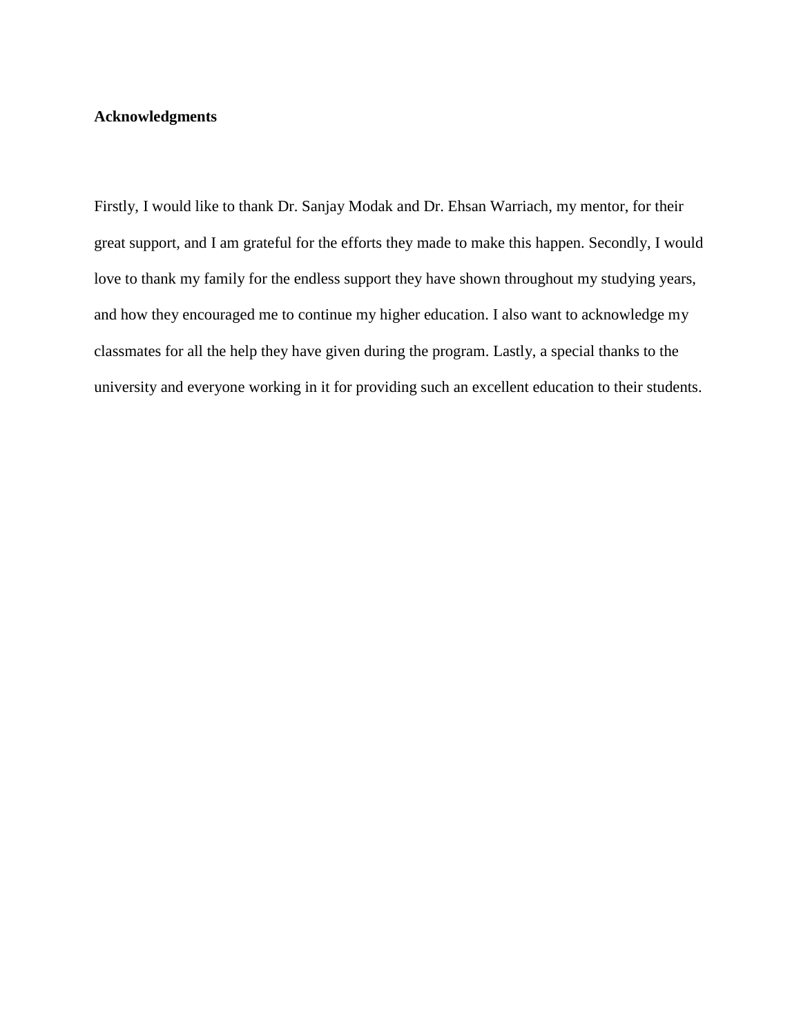## Acknowledgments

Firstly, I would like to thank Dr. Sanjay Modak and Dr. Ehsan Warriach, my mentor, for their great support, and I am grateful for the efforts they made to make this happen. Secondly, I would love to thank my family for the endless support they have shown throughout my studying years, and how they encouraged me to continue my higher education. I also want to acknowledge my classmates for all the help they have given during the program. Lastly, a special thanks to the university and everyone working in it for providing such an excellent education to their students.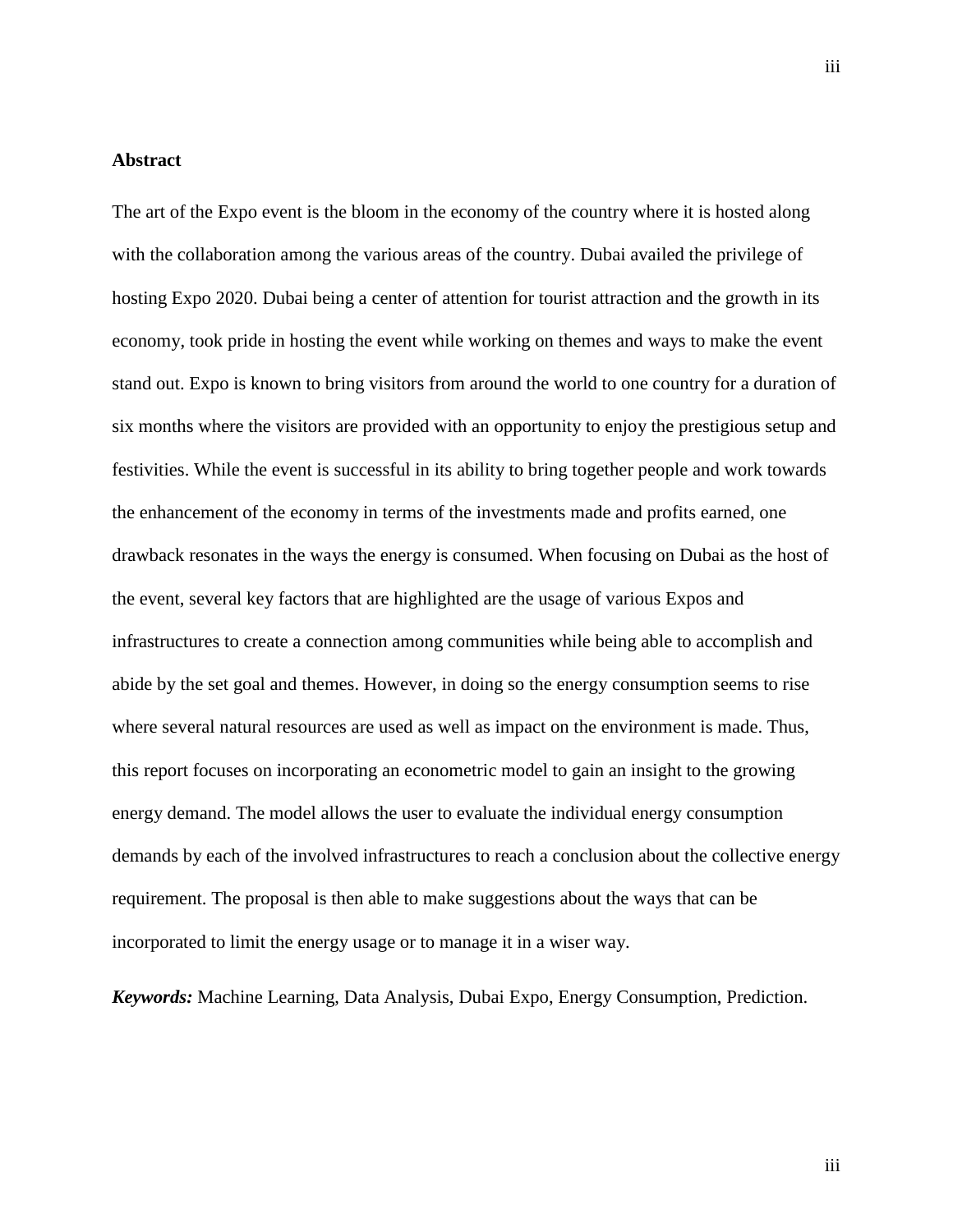## Abstract

The art of the Expo event is the bloom in the economy of the country where it is hosted along with the collaboration among the various areas of the country. Dubai availed the privilege of hosting Expo 2020. Dubai being a center of attention for tourist attraction and the growth in its economy, took pride in hosting the event while working on themes and ways to make the event stand out. Expo is known to bring visitors from around the world to one country for a duration of six months where the visitors are provided with an opportunity to enjoy the prestigious setup and festivities. While the event is successful in its ability to bring together people and work towards the enhancement of the economy in terms of the investments made and profits earned, one drawback resonates in the ways the energy is consumed. When focusing on Dubai as the host of the event, several key factors that are highlighted are the usage of various Expos and infrastructures to create a connection among communities while being able to accomplish and abide by the set goal and themes. However, in doing so the energy consumption seems to rise where several natural resources are used as well as impact on the environment is made. Thus, this report focuses on incorporating an econometric model to gain an insight to the growing energy demand. The model allows the user to evaluate the individual energy consumption demands by each of the involved infrastructures to reach a conclusion about the collective energy requirement. The proposal is then able to make suggestions about the ways that can be incorporated to limit the energy usage or to manage it in a wiser way.

***Keywords:*** Machine Learning, Data Analysis, Dubai Expo, Energy Consumption, Prediction.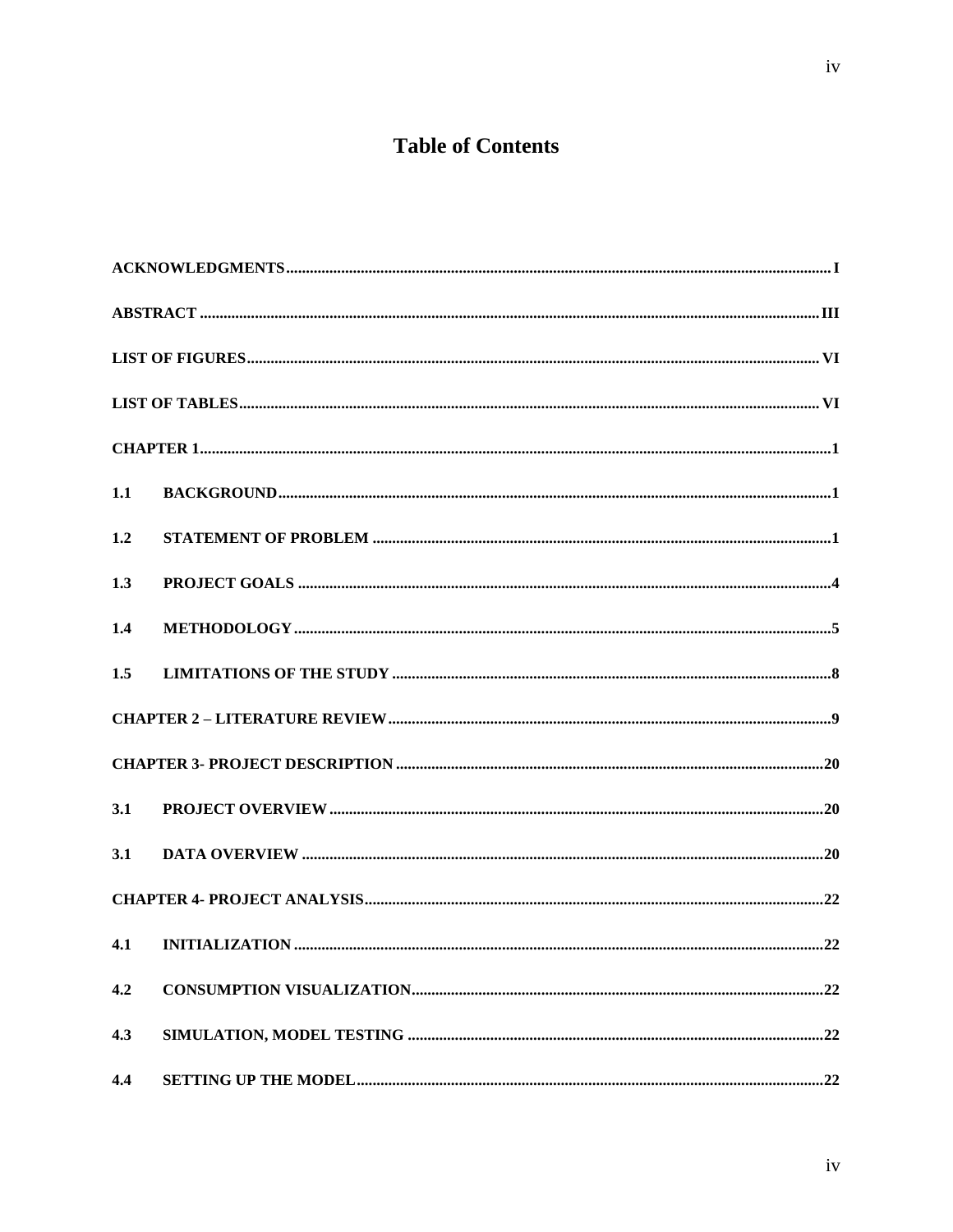# Table of Contents

ACKNOWLEDGMENTS ..... I

ABSTRACT ..... III

LIST OF FIGURES ..... VI

LIST OF TABLES ..... VI

CHAPTER 1 ..... 1

1.1 BACKGROUND ..... 1

1.2 STATEMENT OF PROBLEM ..... 1

1.3 PROJECT GOALS ..... 4

1.4 METHODOLOGY ..... 5

1.5 LIMITATIONS OF THE STUDY ..... 8

CHAPTER 2 – LITERATURE REVIEW ..... 9

CHAPTER 3- PROJECT DESCRIPTION ..... 20

3.1 PROJECT OVERVIEW ..... 20

3.1 DATA OVERVIEW ..... 20

CHAPTER 4- PROJECT ANALYSIS ..... 22

4.1 INITIALIZATION ..... 22

4.2 CONSUMPTION VISUALIZATION ..... 22

4.3 SIMULATION, MODEL TESTING ..... 22

4.4 SETTING UP THE MODEL ..... 22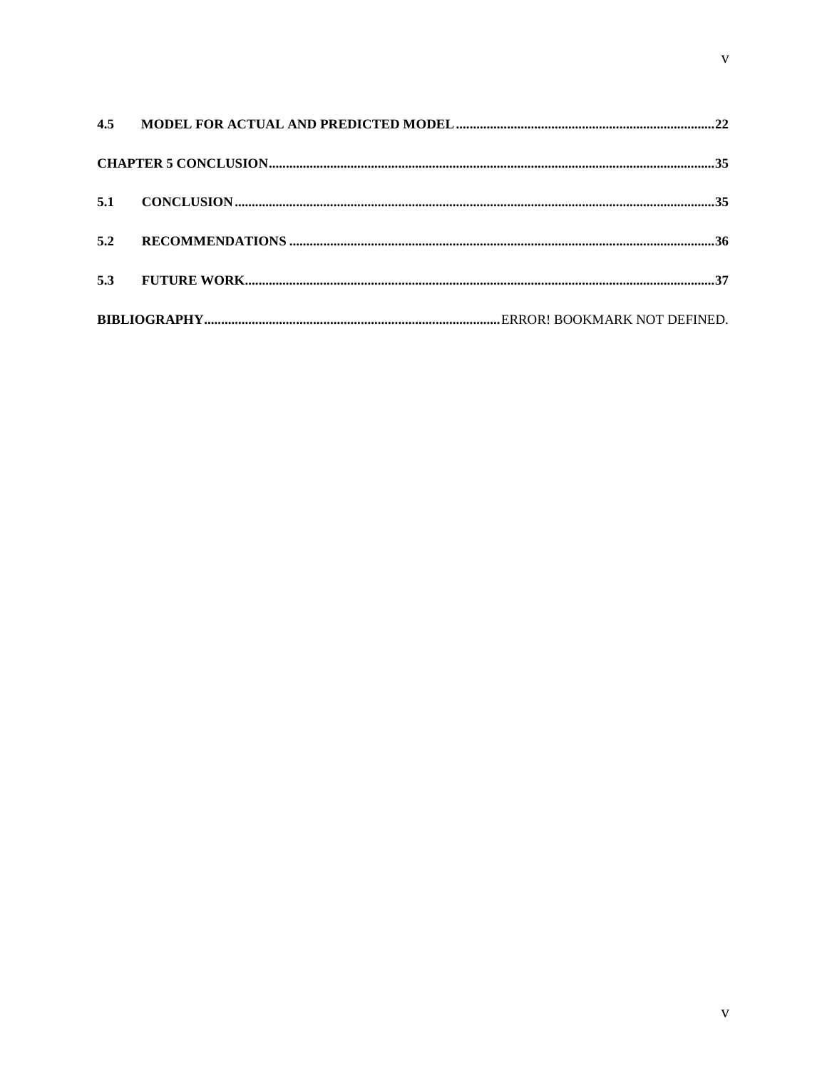**4.5 MODEL FOR ACTUAL AND PREDICTED MODEL** .......... **22**

**CHAPTER 5 CONCLUSION** .......... **35**

**5.1 CONCLUSION** .......... **35**

**5.2 RECOMMENDATIONS** .......... **36**

**5.3 FUTURE WORK** .......... **37**

**BIBLIOGRAPHY** .......... ERROR! BOOKMARK NOT DEFINED.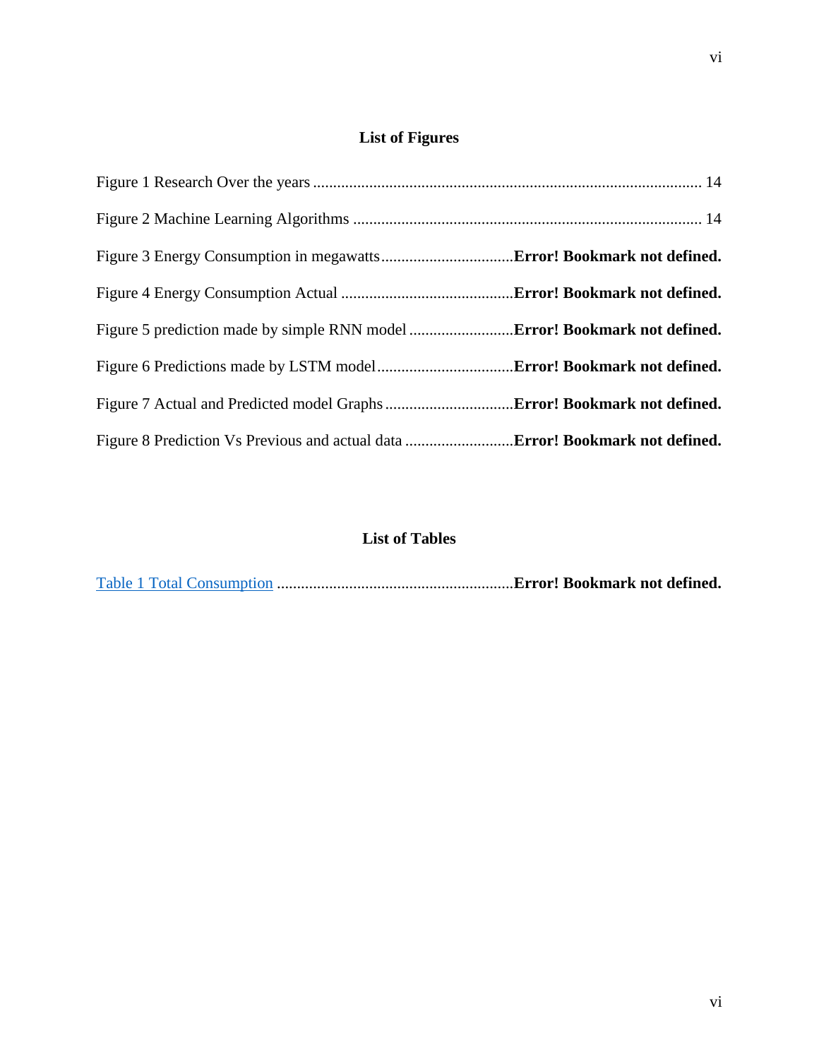## List of Figures

Figure 1 Research Over the years ................................................................................................ 14

Figure 2 Machine Learning Algorithms ....................................................................................... 14

Figure 3 Energy Consumption in megawatts.................................**Error! Bookmark not defined.**

Figure 4 Energy Consumption Actual ...........................................**Error! Bookmark not defined.**

Figure 5 prediction made by simple RNN model ..........................**Error! Bookmark not defined.**

Figure 6 Predictions made by LSTM model..................................**Error! Bookmark not defined.**

Figure 7 Actual and Predicted model Graphs ................................**Error! Bookmark not defined.**

Figure 8 Prediction Vs Previous and actual data ...........................**Error! Bookmark not defined.**

## List of Tables

Table 1 Total Consumption ...........................................................**Error! Bookmark not defined.**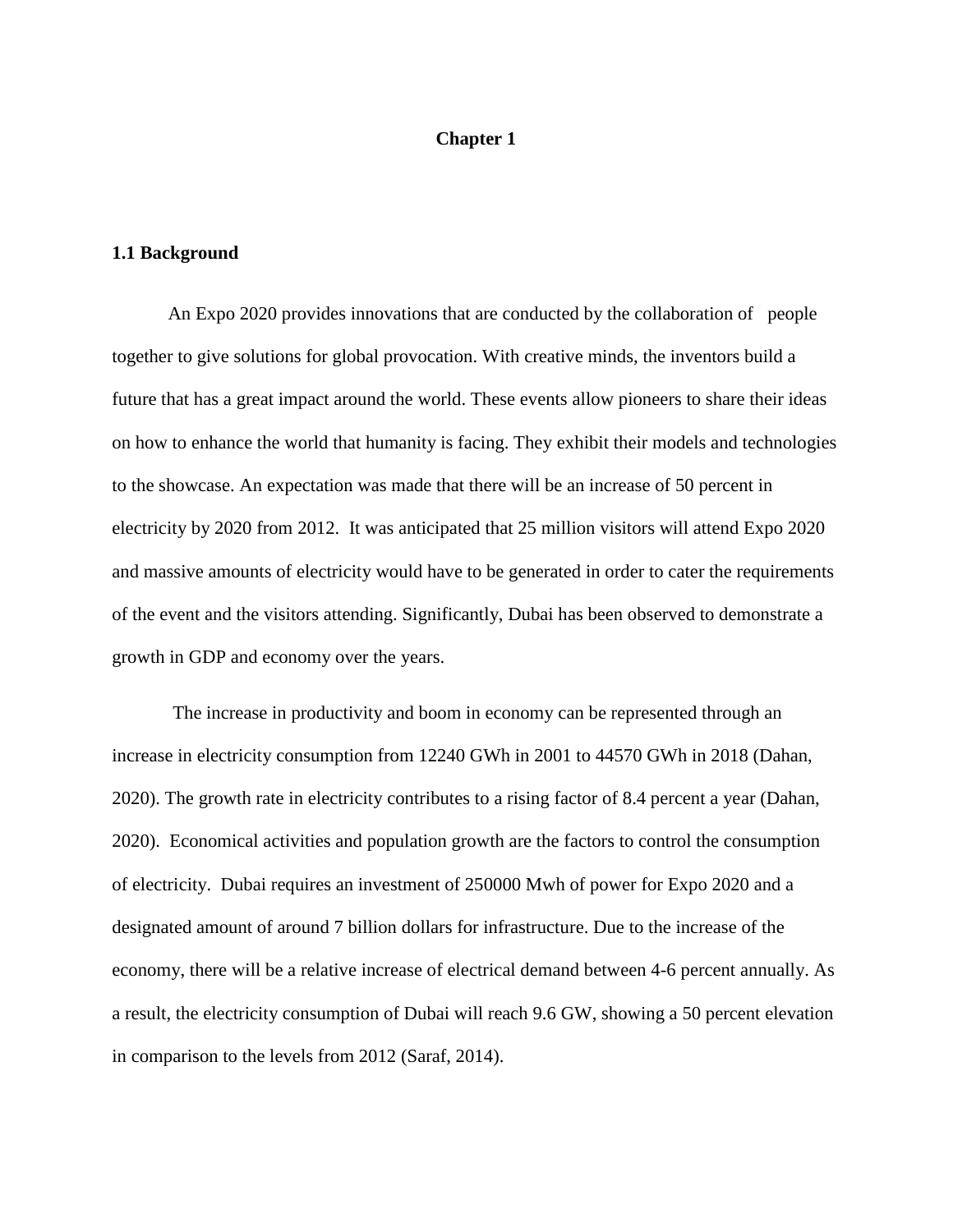# Chapter 1

## 1.1 Background

An Expo 2020 provides innovations that are conducted by the collaboration of people together to give solutions for global provocation. With creative minds, the inventors build a future that has a great impact around the world. These events allow pioneers to share their ideas on how to enhance the world that humanity is facing. They exhibit their models and technologies to the showcase. An expectation was made that there will be an increase of 50 percent in electricity by 2020 from 2012. It was anticipated that 25 million visitors will attend Expo 2020 and massive amounts of electricity would have to be generated in order to cater the requirements of the event and the visitors attending. Significantly, Dubai has been observed to demonstrate a growth in GDP and economy over the years.

The increase in productivity and boom in economy can be represented through an increase in electricity consumption from 12240 GWh in 2001 to 44570 GWh in 2018 (Dahan, 2020). The growth rate in electricity contributes to a rising factor of 8.4 percent a year (Dahan, 2020). Economical activities and population growth are the factors to control the consumption of electricity. Dubai requires an investment of 250000 Mwh of power for Expo 2020 and a designated amount of around 7 billion dollars for infrastructure. Due to the increase of the economy, there will be a relative increase of electrical demand between 4-6 percent annually. As a result, the electricity consumption of Dubai will reach 9.6 GW, showing a 50 percent elevation in comparison to the levels from 2012 (Saraf, 2014).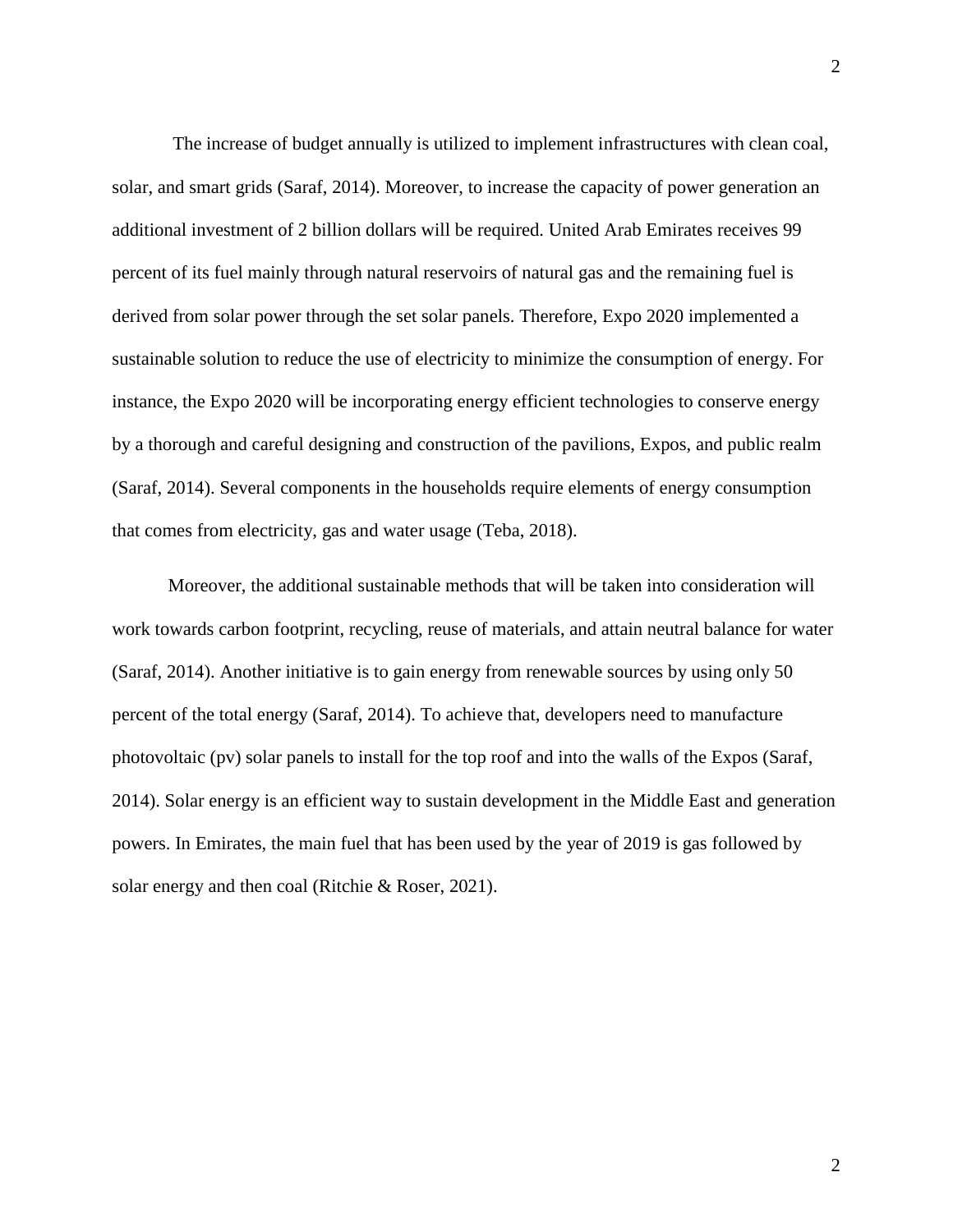The increase of budget annually is utilized to implement infrastructures with clean coal, solar, and smart grids (Saraf, 2014). Moreover, to increase the capacity of power generation an additional investment of 2 billion dollars will be required. United Arab Emirates receives 99 percent of its fuel mainly through natural reservoirs of natural gas and the remaining fuel is derived from solar power through the set solar panels. Therefore, Expo 2020 implemented a sustainable solution to reduce the use of electricity to minimize the consumption of energy. For instance, the Expo 2020 will be incorporating energy efficient technologies to conserve energy by a thorough and careful designing and construction of the pavilions, Expos, and public realm (Saraf, 2014). Several components in the households require elements of energy consumption that comes from electricity, gas and water usage (Teba, 2018).

Moreover, the additional sustainable methods that will be taken into consideration will work towards carbon footprint, recycling, reuse of materials, and attain neutral balance for water (Saraf, 2014). Another initiative is to gain energy from renewable sources by using only 50 percent of the total energy (Saraf, 2014). To achieve that, developers need to manufacture photovoltaic (pv) solar panels to install for the top roof and into the walls of the Expos (Saraf, 2014). Solar energy is an efficient way to sustain development in the Middle East and generation powers. In Emirates, the main fuel that has been used by the year of 2019 is gas followed by solar energy and then coal (Ritchie & Roser, 2021).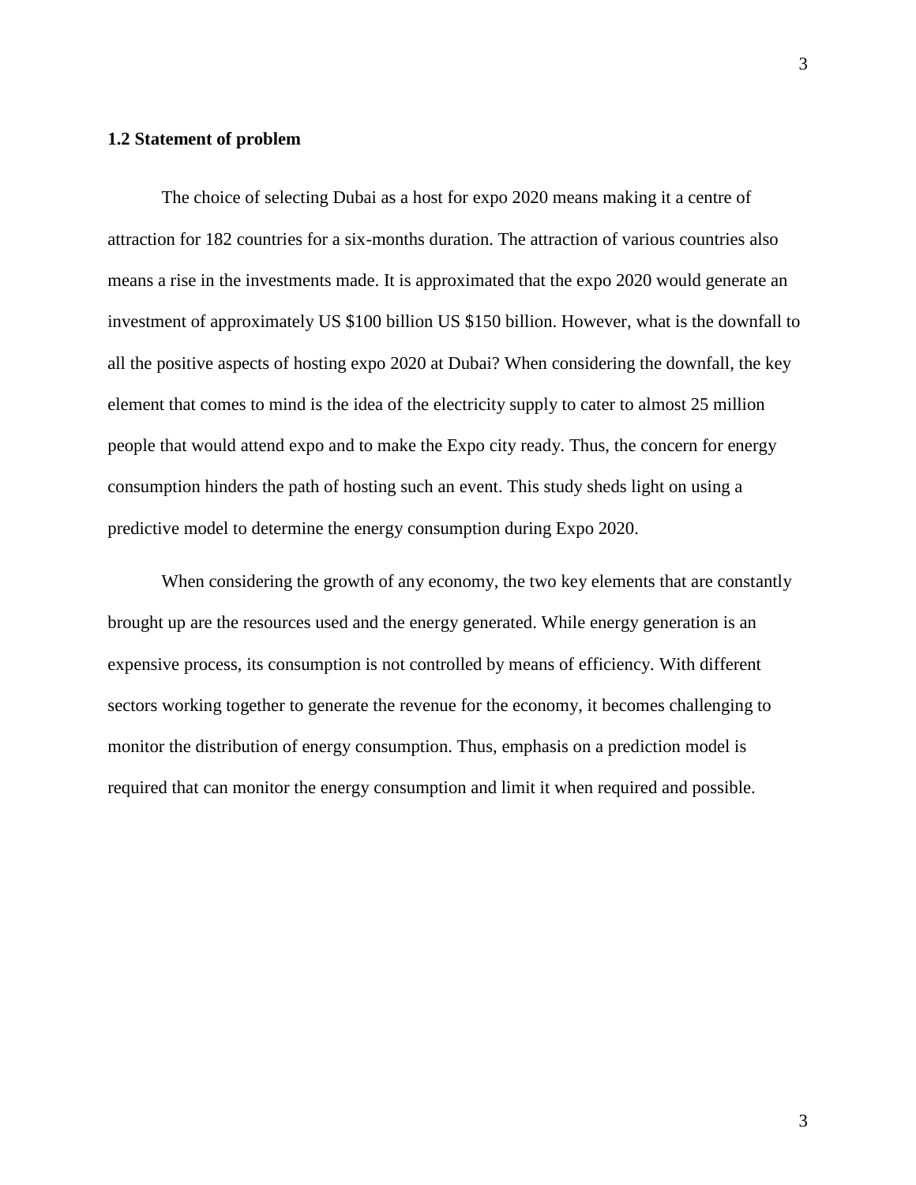### 1.2 Statement of problem

The choice of selecting Dubai as a host for expo 2020 means making it a centre of attraction for 182 countries for a six-months duration. The attraction of various countries also means a rise in the investments made. It is approximated that the expo 2020 would generate an investment of approximately US $100 billion US $150 billion. However, what is the downfall to all the positive aspects of hosting expo 2020 at Dubai? When considering the downfall, the key element that comes to mind is the idea of the electricity supply to cater to almost 25 million people that would attend expo and to make the Expo city ready. Thus, the concern for energy consumption hinders the path of hosting such an event. This study sheds light on using a predictive model to determine the energy consumption during Expo 2020.

When considering the growth of any economy, the two key elements that are constantly brought up are the resources used and the energy generated. While energy generation is an expensive process, its consumption is not controlled by means of efficiency. With different sectors working together to generate the revenue for the economy, it becomes challenging to monitor the distribution of energy consumption. Thus, emphasis on a prediction model is required that can monitor the energy consumption and limit it when required and possible.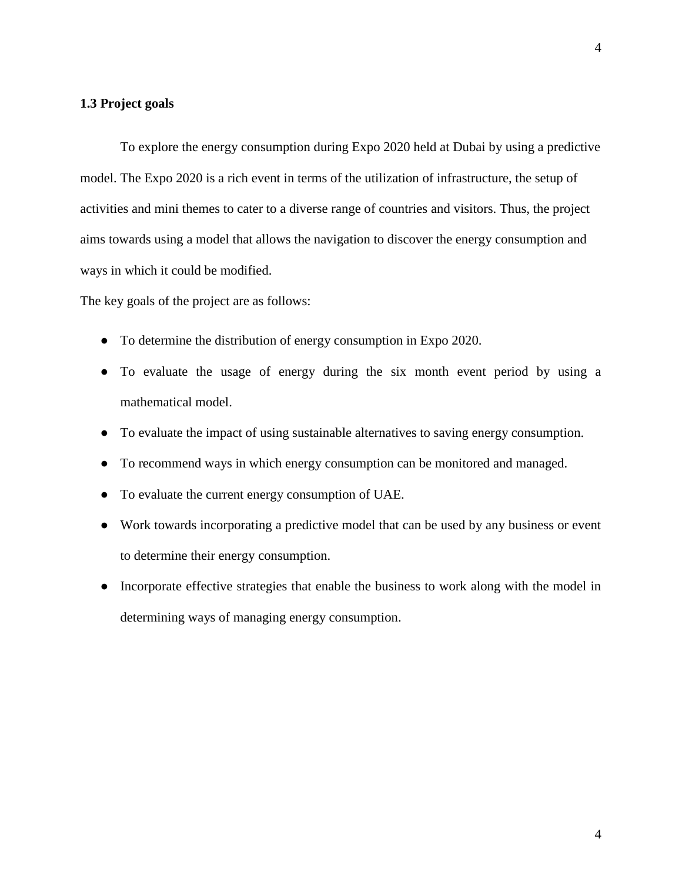### 1.3 Project goals

To explore the energy consumption during Expo 2020 held at Dubai by using a predictive model. The Expo 2020 is a rich event in terms of the utilization of infrastructure, the setup of activities and mini themes to cater to a diverse range of countries and visitors. Thus, the project aims towards using a model that allows the navigation to discover the energy consumption and ways in which it could be modified.

The key goals of the project are as follows:

- To determine the distribution of energy consumption in Expo 2020.
- To evaluate the usage of energy during the six month event period by using a mathematical model.
- To evaluate the impact of using sustainable alternatives to saving energy consumption.
- To recommend ways in which energy consumption can be monitored and managed.
- To evaluate the current energy consumption of UAE.
- Work towards incorporating a predictive model that can be used by any business or event to determine their energy consumption.
- Incorporate effective strategies that enable the business to work along with the model in determining ways of managing energy consumption.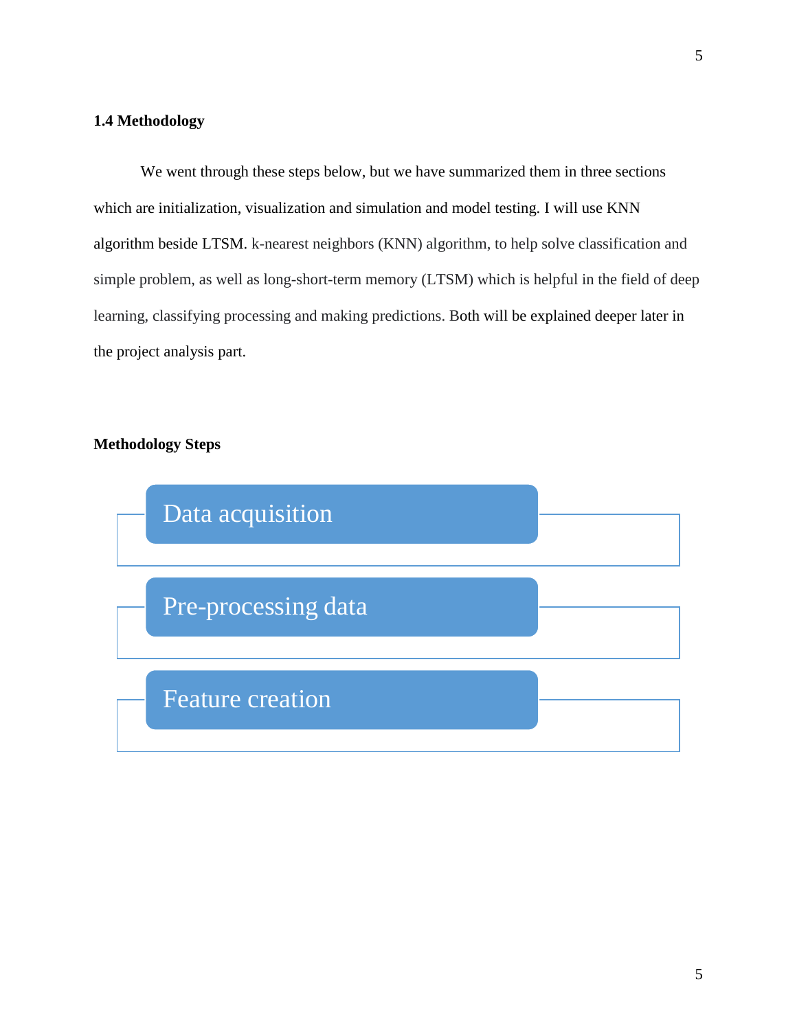### 1.4 Methodology

We went through these steps below, but we have summarized them in three sections which are initialization, visualization and simulation and model testing. I will use KNN algorithm beside LTSM. k-nearest neighbors (KNN) algorithm, to help solve classification and simple problem, as well as long-short-term memory (LTSM) which is helpful in the field of deep learning, classifying processing and making predictions. Both will be explained deeper later in the project analysis part.

**Methodology Steps**

- Data acquisition
- Pre-processing data
- Feature creation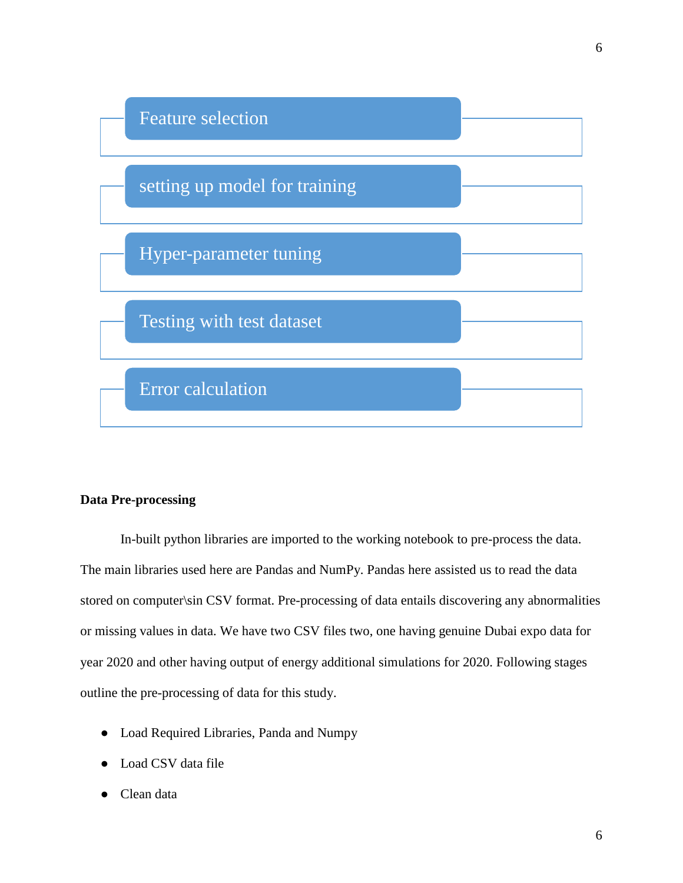Feature selection

setting up model for training

Hyper-parameter tuning

Testing with test dataset

Error calculation

**Data Pre-processing**

In-built python libraries are imported to the working notebook to pre-process the data. The main libraries used here are Pandas and NumPy. Pandas here assisted us to read the data stored on computer\sin CSV format. Pre-processing of data entails discovering any abnormalities or missing values in data. We have two CSV files two, one having genuine Dubai expo data for year 2020 and other having output of energy additional simulations for 2020. Following stages outline the pre-processing of data for this study.

- Load Required Libraries, Panda and Numpy
- Load CSV data file
- Clean data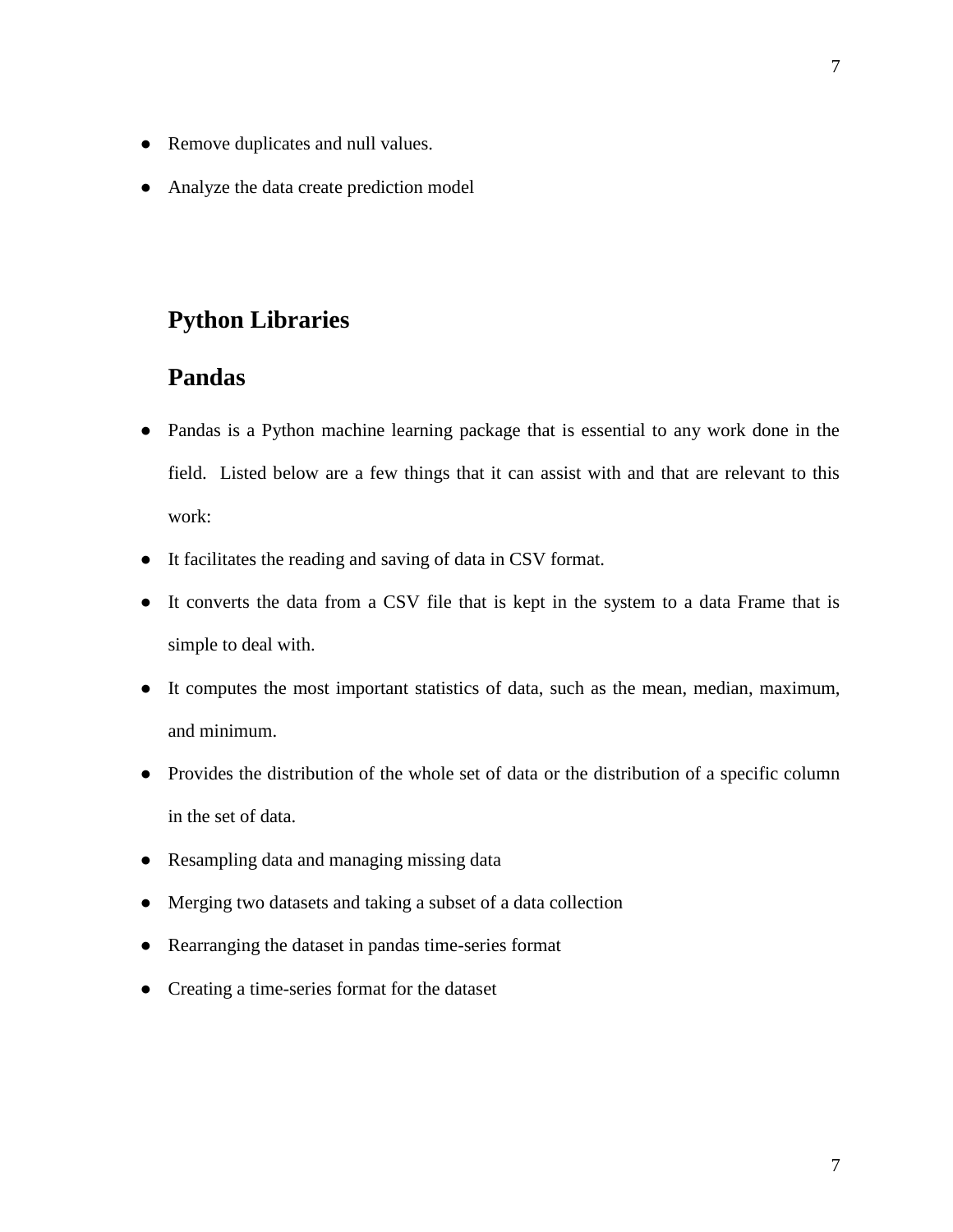- Remove duplicates and null values.
- Analyze the data create prediction model

## Python Libraries

### Pandas

- Pandas is a Python machine learning package that is essential to any work done in the field. Listed below are a few things that it can assist with and that are relevant to this work:
- It facilitates the reading and saving of data in CSV format.
- It converts the data from a CSV file that is kept in the system to a data Frame that is simple to deal with.
- It computes the most important statistics of data, such as the mean, median, maximum, and minimum.
- Provides the distribution of the whole set of data or the distribution of a specific column in the set of data.
- Resampling data and managing missing data
- Merging two datasets and taking a subset of a data collection
- Rearranging the dataset in pandas time-series format
- Creating a time-series format for the dataset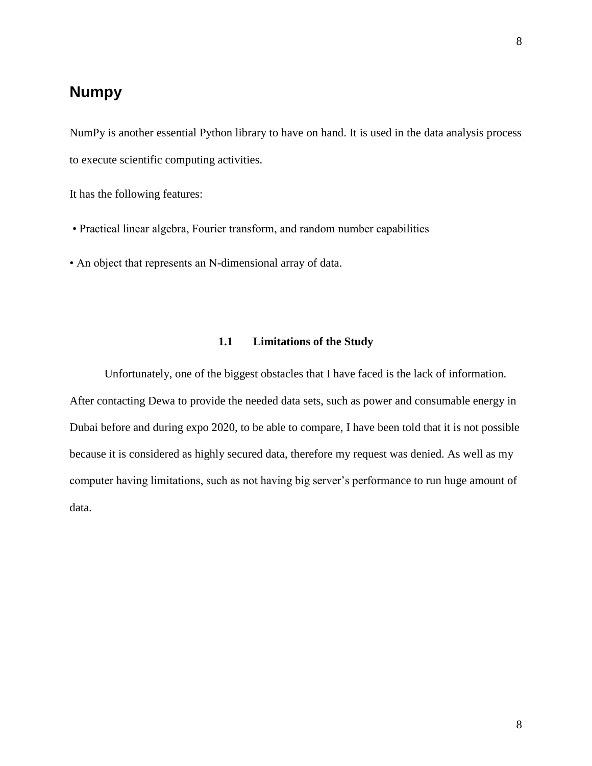## Numpy

NumPy is another essential Python library to have on hand. It is used in the data analysis process to execute scientific computing activities.

It has the following features:

- Practical linear algebra, Fourier transform, and random number capabilities
- An object that represents an N-dimensional array of data.

### 1.1 Limitations of the Study

Unfortunately, one of the biggest obstacles that I have faced is the lack of information. After contacting Dewa to provide the needed data sets, such as power and consumable energy in Dubai before and during expo 2020, to be able to compare, I have been told that it is not possible because it is considered as highly secured data, therefore my request was denied. As well as my computer having limitations, such as not having big server's performance to run huge amount of data.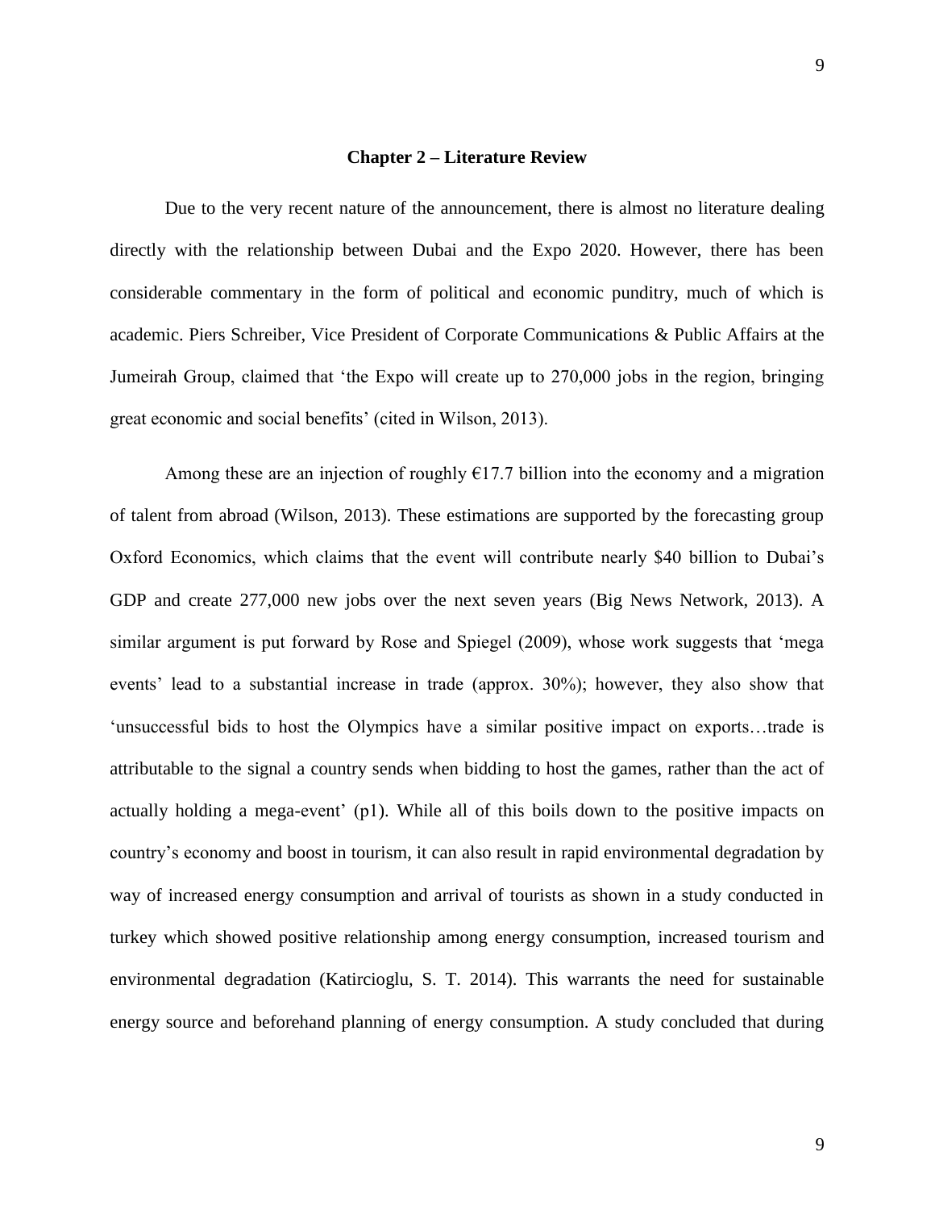## Chapter 2 – Literature Review

Due to the very recent nature of the announcement, there is almost no literature dealing directly with the relationship between Dubai and the Expo 2020. However, there has been considerable commentary in the form of political and economic punditry, much of which is academic. Piers Schreiber, Vice President of Corporate Communications & Public Affairs at the Jumeirah Group, claimed that 'the Expo will create up to 270,000 jobs in the region, bringing great economic and social benefits' (cited in Wilson, 2013).

Among these are an injection of roughly €17.7 billion into the economy and a migration of talent from abroad (Wilson, 2013). These estimations are supported by the forecasting group Oxford Economics, which claims that the event will contribute nearly $40 billion to Dubai's GDP and create 277,000 new jobs over the next seven years (Big News Network, 2013). A similar argument is put forward by Rose and Spiegel (2009), whose work suggests that 'mega events' lead to a substantial increase in trade (approx. 30%); however, they also show that 'unsuccessful bids to host the Olympics have a similar positive impact on exports…trade is attributable to the signal a country sends when bidding to host the games, rather than the act of actually holding a mega-event' (p1). While all of this boils down to the positive impacts on country's economy and boost in tourism, it can also result in rapid environmental degradation by way of increased energy consumption and arrival of tourists as shown in a study conducted in turkey which showed positive relationship among energy consumption, increased tourism and environmental degradation (Katircioglu, S. T. 2014). This warrants the need for sustainable energy source and beforehand planning of energy consumption. A study concluded that during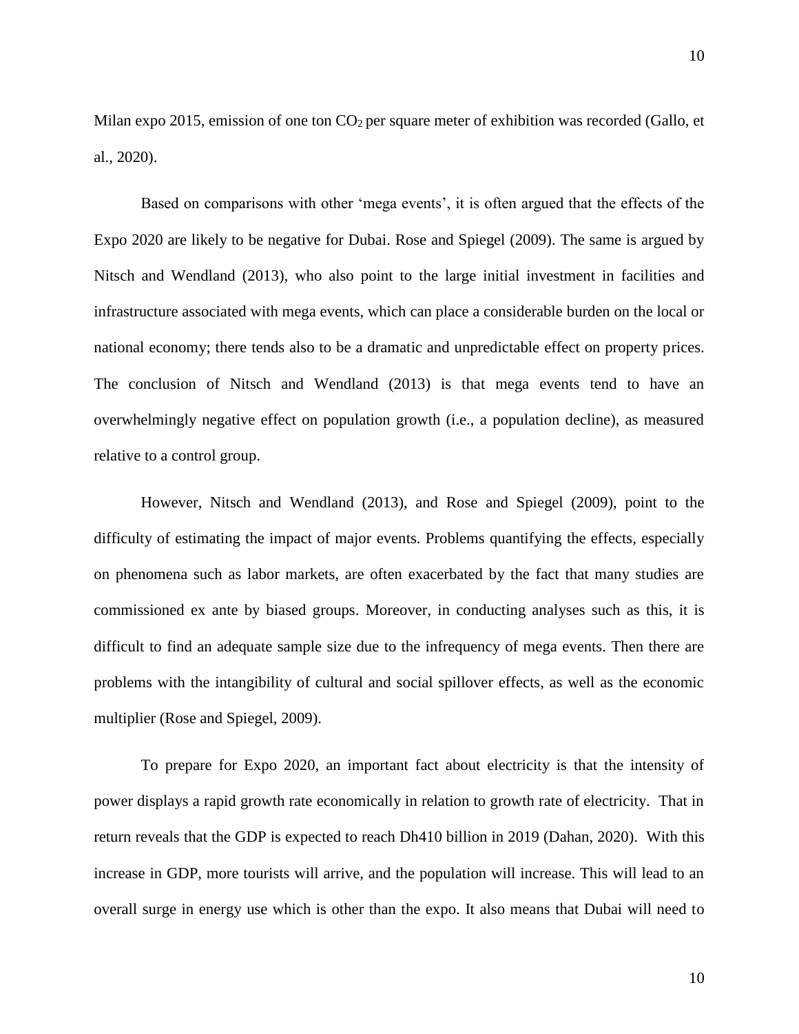Milan expo 2015, emission of one ton $CO_2$ per square meter of exhibition was recorded (Gallo, et al., 2020).

Based on comparisons with other 'mega events', it is often argued that the effects of the Expo 2020 are likely to be negative for Dubai. Rose and Spiegel (2009). The same is argued by Nitsch and Wendland (2013), who also point to the large initial investment in facilities and infrastructure associated with mega events, which can place a considerable burden on the local or national economy; there tends also to be a dramatic and unpredictable effect on property prices. The conclusion of Nitsch and Wendland (2013) is that mega events tend to have an overwhelmingly negative effect on population growth (i.e., a population decline), as measured relative to a control group.

However, Nitsch and Wendland (2013), and Rose and Spiegel (2009), point to the difficulty of estimating the impact of major events. Problems quantifying the effects, especially on phenomena such as labor markets, are often exacerbated by the fact that many studies are commissioned ex ante by biased groups. Moreover, in conducting analyses such as this, it is difficult to find an adequate sample size due to the infrequency of mega events. Then there are problems with the intangibility of cultural and social spillover effects, as well as the economic multiplier (Rose and Spiegel, 2009).

To prepare for Expo 2020, an important fact about electricity is that the intensity of power displays a rapid growth rate economically in relation to growth rate of electricity. That in return reveals that the GDP is expected to reach Dh410 billion in 2019 (Dahan, 2020). With this increase in GDP, more tourists will arrive, and the population will increase. This will lead to an overall surge in energy use which is other than the expo. It also means that Dubai will need to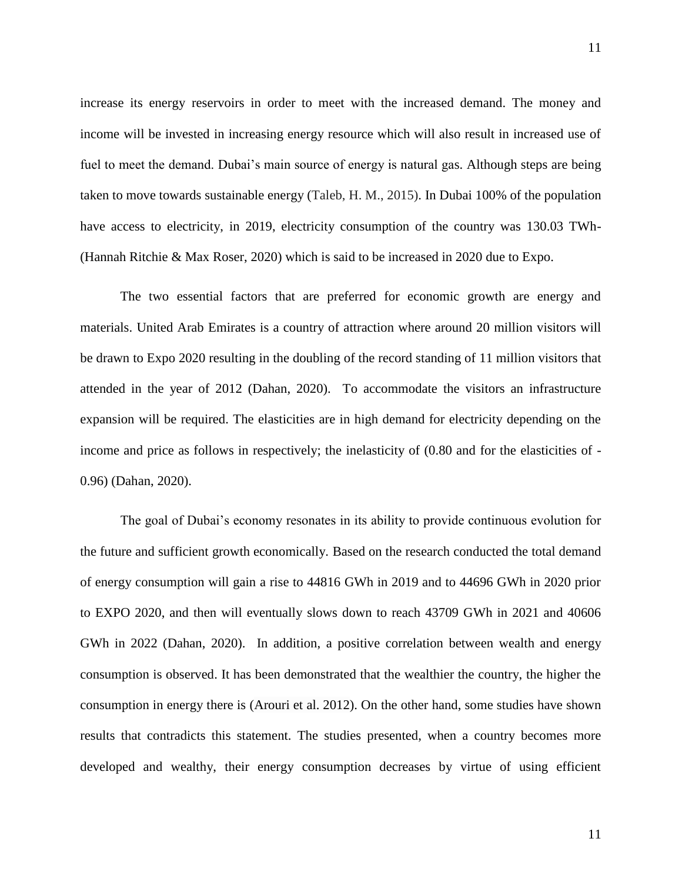increase its energy reservoirs in order to meet with the increased demand. The money and income will be invested in increasing energy resource which will also result in increased use of fuel to meet the demand. Dubai's main source of energy is natural gas. Although steps are being taken to move towards sustainable energy (Taleb, H. M., 2015). In Dubai 100% of the population have access to electricity, in 2019, electricity consumption of the country was 130.03 TWh- (Hannah Ritchie & Max Roser, 2020) which is said to be increased in 2020 due to Expo.

The two essential factors that are preferred for economic growth are energy and materials. United Arab Emirates is a country of attraction where around 20 million visitors will be drawn to Expo 2020 resulting in the doubling of the record standing of 11 million visitors that attended in the year of 2012 (Dahan, 2020). To accommodate the visitors an infrastructure expansion will be required. The elasticities are in high demand for electricity depending on the income and price as follows in respectively; the inelasticity of (0.80 and for the elasticities of -0.96) (Dahan, 2020).

The goal of Dubai's economy resonates in its ability to provide continuous evolution for the future and sufficient growth economically. Based on the research conducted the total demand of energy consumption will gain a rise to 44816 GWh in 2019 and to 44696 GWh in 2020 prior to EXPO 2020, and then will eventually slows down to reach 43709 GWh in 2021 and 40606 GWh in 2022 (Dahan, 2020). In addition, a positive correlation between wealth and energy consumption is observed. It has been demonstrated that the wealthier the country, the higher the consumption in energy there is (Arouri et al. 2012). On the other hand, some studies have shown results that contradicts this statement. The studies presented, when a country becomes more developed and wealthy, their energy consumption decreases by virtue of using efficient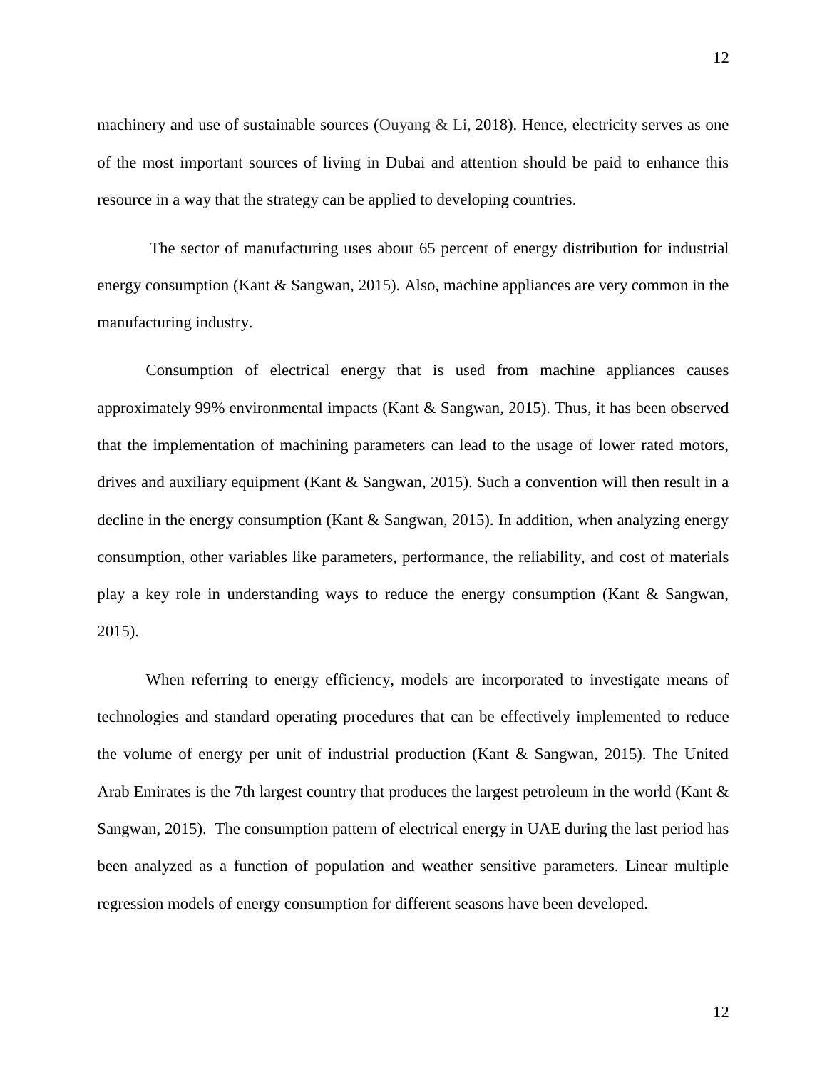machinery and use of sustainable sources (Ouyang & Li, 2018). Hence, electricity serves as one of the most important sources of living in Dubai and attention should be paid to enhance this resource in a way that the strategy can be applied to developing countries.

The sector of manufacturing uses about 65 percent of energy distribution for industrial energy consumption (Kant & Sangwan, 2015). Also, machine appliances are very common in the manufacturing industry.

Consumption of electrical energy that is used from machine appliances causes approximately 99% environmental impacts (Kant & Sangwan, 2015). Thus, it has been observed that the implementation of machining parameters can lead to the usage of lower rated motors, drives and auxiliary equipment (Kant & Sangwan, 2015). Such a convention will then result in a decline in the energy consumption (Kant & Sangwan, 2015). In addition, when analyzing energy consumption, other variables like parameters, performance, the reliability, and cost of materials play a key role in understanding ways to reduce the energy consumption (Kant & Sangwan, 2015).

When referring to energy efficiency, models are incorporated to investigate means of technologies and standard operating procedures that can be effectively implemented to reduce the volume of energy per unit of industrial production (Kant & Sangwan, 2015). The United Arab Emirates is the 7th largest country that produces the largest petroleum in the world (Kant & Sangwan, 2015). The consumption pattern of electrical energy in UAE during the last period has been analyzed as a function of population and weather sensitive parameters. Linear multiple regression models of energy consumption for different seasons have been developed.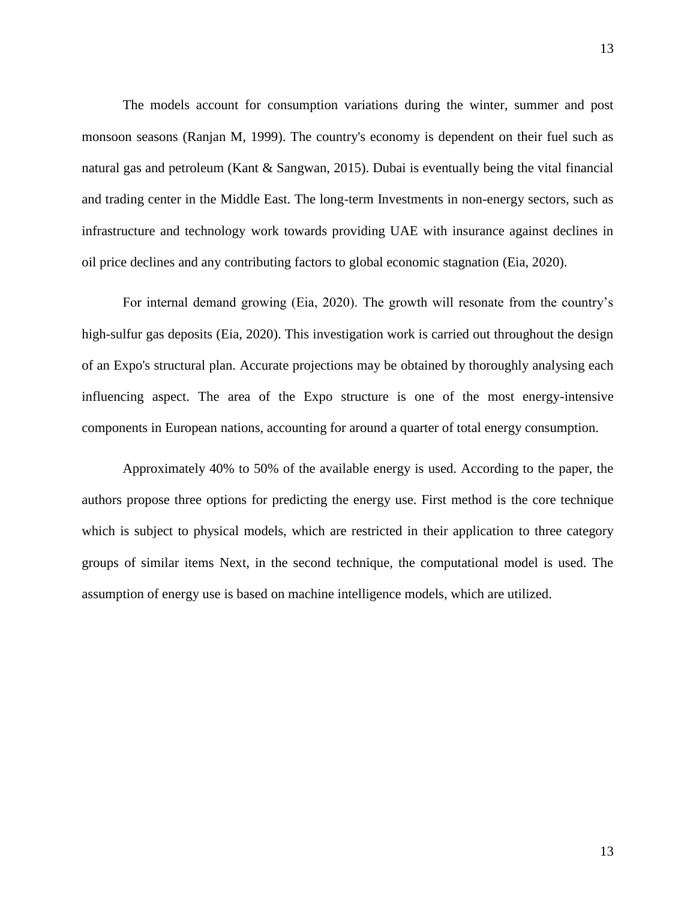The models account for consumption variations during the winter, summer and post monsoon seasons (Ranjan M, 1999). The country's economy is dependent on their fuel such as natural gas and petroleum (Kant & Sangwan, 2015). Dubai is eventually being the vital financial and trading center in the Middle East. The long-term Investments in non-energy sectors, such as infrastructure and technology work towards providing UAE with insurance against declines in oil price declines and any contributing factors to global economic stagnation (Eia, 2020).

For internal demand growing (Eia, 2020). The growth will resonate from the country's high-sulfur gas deposits (Eia, 2020). This investigation work is carried out throughout the design of an Expo's structural plan. Accurate projections may be obtained by thoroughly analysing each influencing aspect. The area of the Expo structure is one of the most energy-intensive components in European nations, accounting for around a quarter of total energy consumption.

Approximately 40% to 50% of the available energy is used. According to the paper, the authors propose three options for predicting the energy use. First method is the core technique which is subject to physical models, which are restricted in their application to three category groups of similar items Next, in the second technique, the computational model is used. The assumption of energy use is based on machine intelligence models, which are utilized.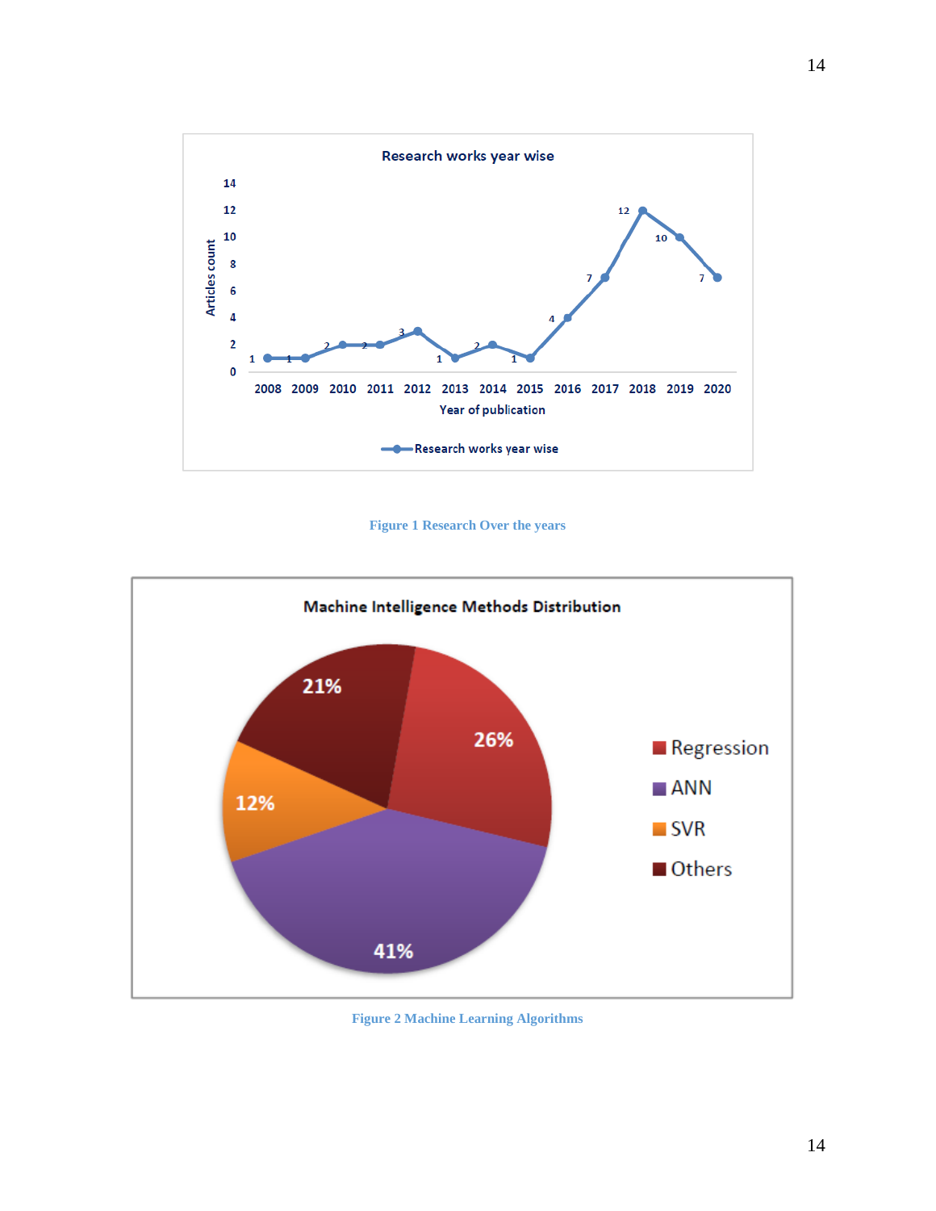Figure 1 Research Over the years

Figure 2 Machine Learning Algorithms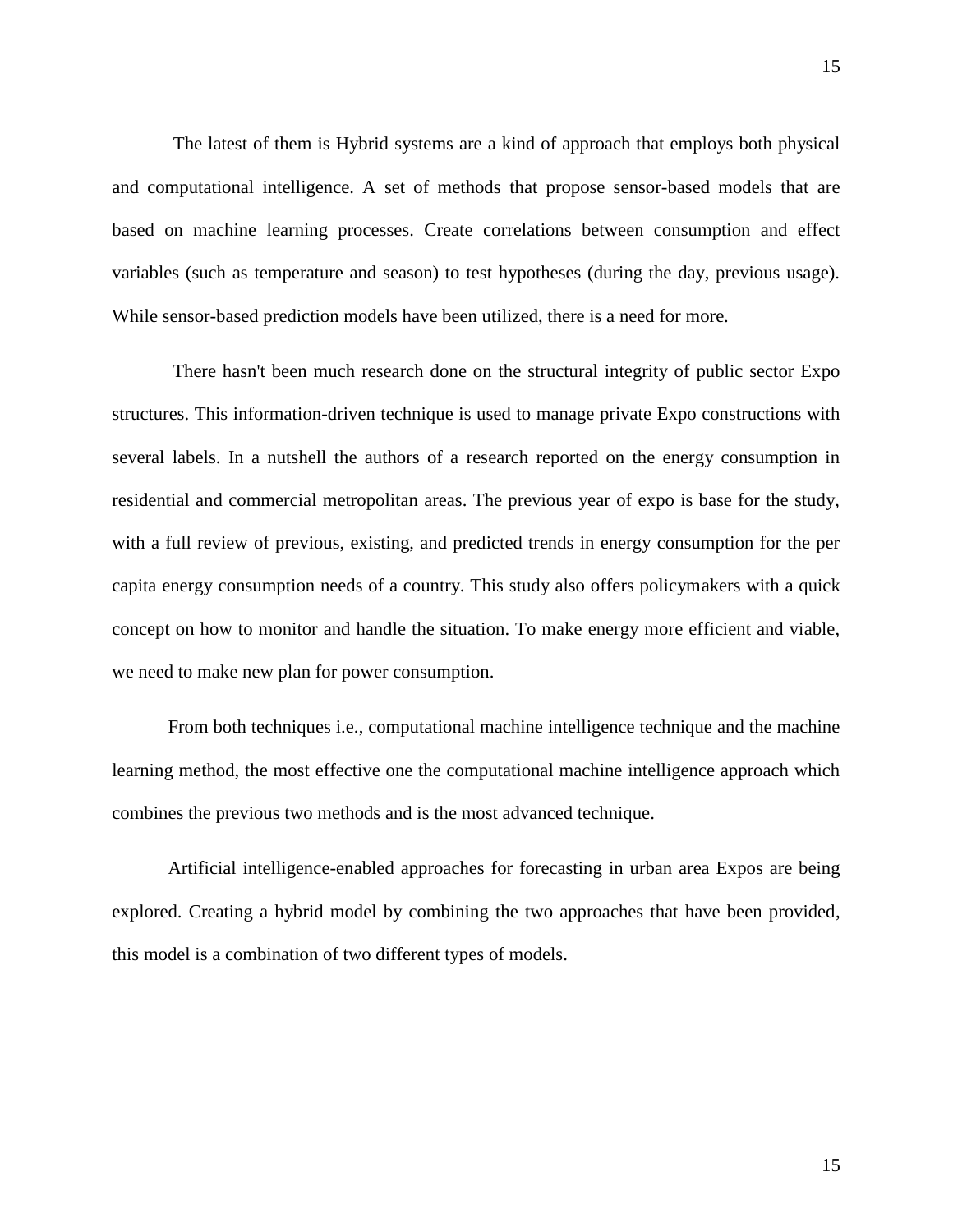The latest of them is Hybrid systems are a kind of approach that employs both physical and computational intelligence. A set of methods that propose sensor-based models that are based on machine learning processes. Create correlations between consumption and effect variables (such as temperature and season) to test hypotheses (during the day, previous usage). While sensor-based prediction models have been utilized, there is a need for more.

There hasn't been much research done on the structural integrity of public sector Expo structures. This information-driven technique is used to manage private Expo constructions with several labels. In a nutshell the authors of a research reported on the energy consumption in residential and commercial metropolitan areas. The previous year of expo is base for the study, with a full review of previous, existing, and predicted trends in energy consumption for the per capita energy consumption needs of a country. This study also offers policymakers with a quick concept on how to monitor and handle the situation. To make energy more efficient and viable, we need to make new plan for power consumption.

From both techniques i.e., computational machine intelligence technique and the machine learning method, the most effective one the computational machine intelligence approach which combines the previous two methods and is the most advanced technique.

Artificial intelligence-enabled approaches for forecasting in urban area Expos are being explored. Creating a hybrid model by combining the two approaches that have been provided, this model is a combination of two different types of models.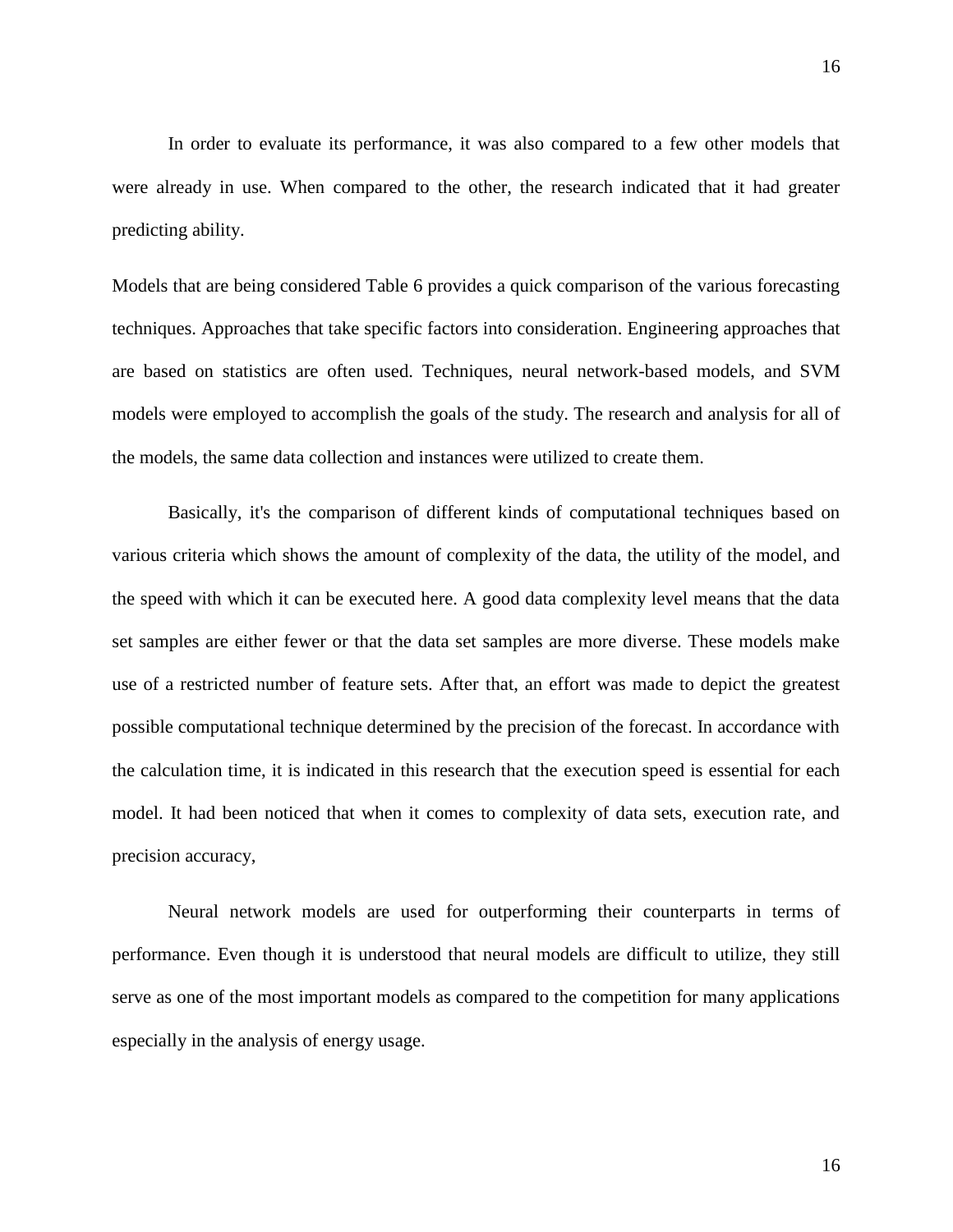In order to evaluate its performance, it was also compared to a few other models that were already in use. When compared to the other, the research indicated that it had greater predicting ability.

Models that are being considered Table 6 provides a quick comparison of the various forecasting techniques. Approaches that take specific factors into consideration. Engineering approaches that are based on statistics are often used. Techniques, neural network-based models, and SVM models were employed to accomplish the goals of the study. The research and analysis for all of the models, the same data collection and instances were utilized to create them.

Basically, it's the comparison of different kinds of computational techniques based on various criteria which shows the amount of complexity of the data, the utility of the model, and the speed with which it can be executed here. A good data complexity level means that the data set samples are either fewer or that the data set samples are more diverse. These models make use of a restricted number of feature sets. After that, an effort was made to depict the greatest possible computational technique determined by the precision of the forecast. In accordance with the calculation time, it is indicated in this research that the execution speed is essential for each model. It had been noticed that when it comes to complexity of data sets, execution rate, and precision accuracy,

Neural network models are used for outperforming their counterparts in terms of performance. Even though it is understood that neural models are difficult to utilize, they still serve as one of the most important models as compared to the competition for many applications especially in the analysis of energy usage.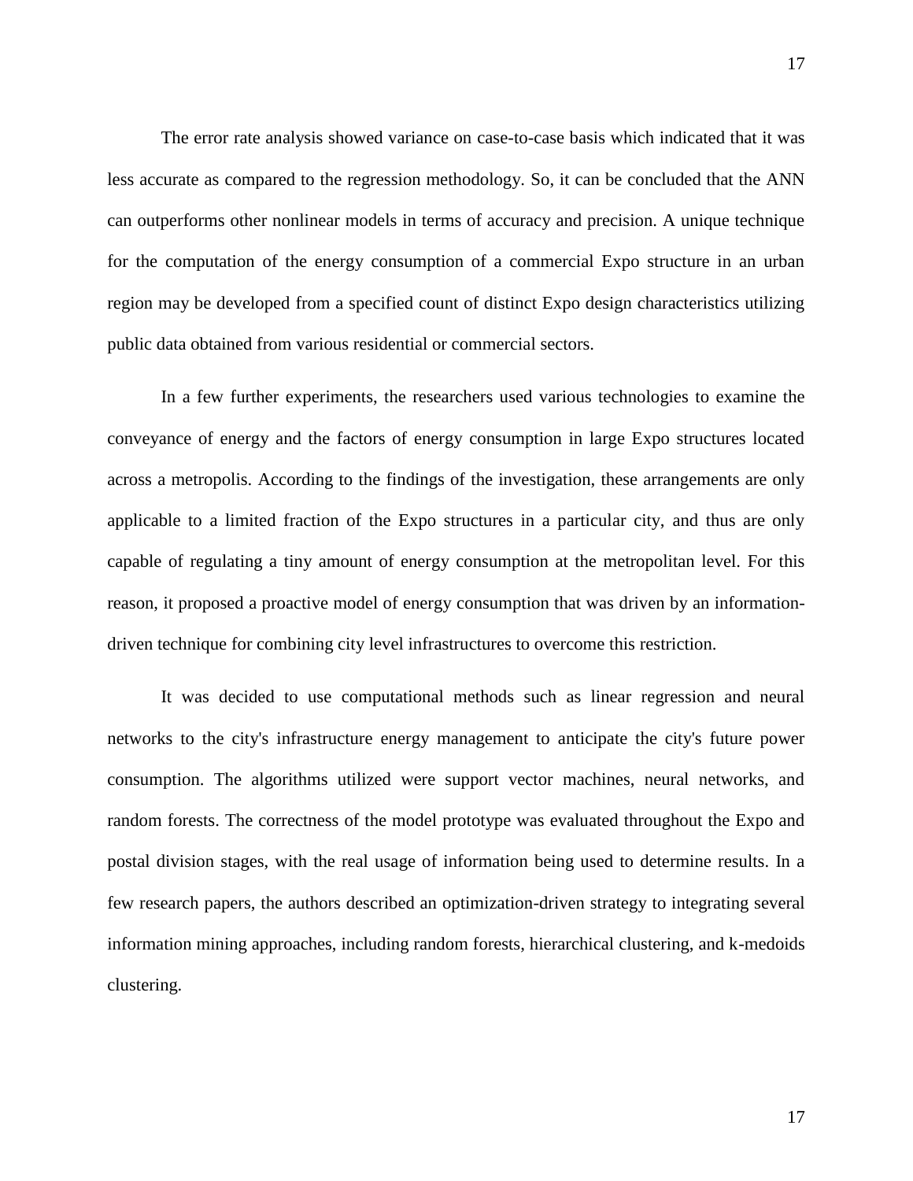The error rate analysis showed variance on case-to-case basis which indicated that it was less accurate as compared to the regression methodology. So, it can be concluded that the ANN can outperforms other nonlinear models in terms of accuracy and precision. A unique technique for the computation of the energy consumption of a commercial Expo structure in an urban region may be developed from a specified count of distinct Expo design characteristics utilizing public data obtained from various residential or commercial sectors.

In a few further experiments, the researchers used various technologies to examine the conveyance of energy and the factors of energy consumption in large Expo structures located across a metropolis. According to the findings of the investigation, these arrangements are only applicable to a limited fraction of the Expo structures in a particular city, and thus are only capable of regulating a tiny amount of energy consumption at the metropolitan level. For this reason, it proposed a proactive model of energy consumption that was driven by an information-driven technique for combining city level infrastructures to overcome this restriction.

It was decided to use computational methods such as linear regression and neural networks to the city's infrastructure energy management to anticipate the city's future power consumption. The algorithms utilized were support vector machines, neural networks, and random forests. The correctness of the model prototype was evaluated throughout the Expo and postal division stages, with the real usage of information being used to determine results. In a few research papers, the authors described an optimization-driven strategy to integrating several information mining approaches, including random forests, hierarchical clustering, and k-medoids clustering.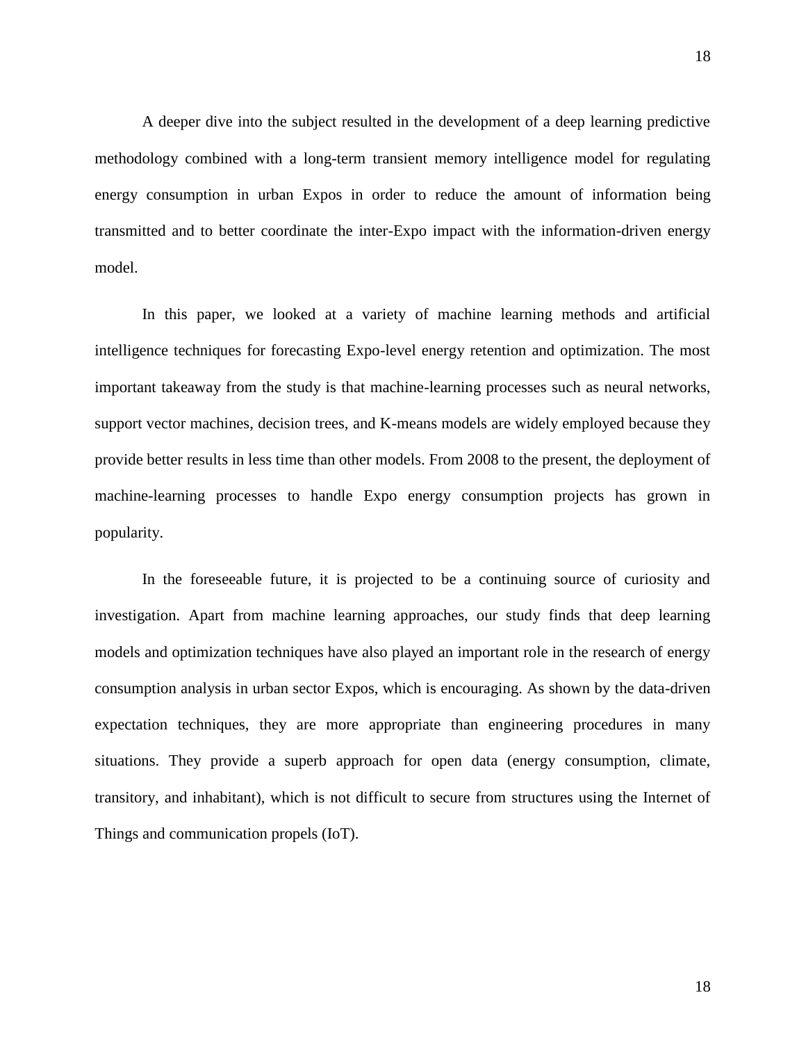A deeper dive into the subject resulted in the development of a deep learning predictive methodology combined with a long-term transient memory intelligence model for regulating energy consumption in urban Expos in order to reduce the amount of information being transmitted and to better coordinate the inter-Expo impact with the information-driven energy model.

In this paper, we looked at a variety of machine learning methods and artificial intelligence techniques for forecasting Expo-level energy retention and optimization. The most important takeaway from the study is that machine-learning processes such as neural networks, support vector machines, decision trees, and K-means models are widely employed because they provide better results in less time than other models. From 2008 to the present, the deployment of machine-learning processes to handle Expo energy consumption projects has grown in popularity.

In the foreseeable future, it is projected to be a continuing source of curiosity and investigation. Apart from machine learning approaches, our study finds that deep learning models and optimization techniques have also played an important role in the research of energy consumption analysis in urban sector Expos, which is encouraging. As shown by the data-driven expectation techniques, they are more appropriate than engineering procedures in many situations. They provide a superb approach for open data (energy consumption, climate, transitory, and inhabitant), which is not difficult to secure from structures using the Internet of Things and communication propels (IoT).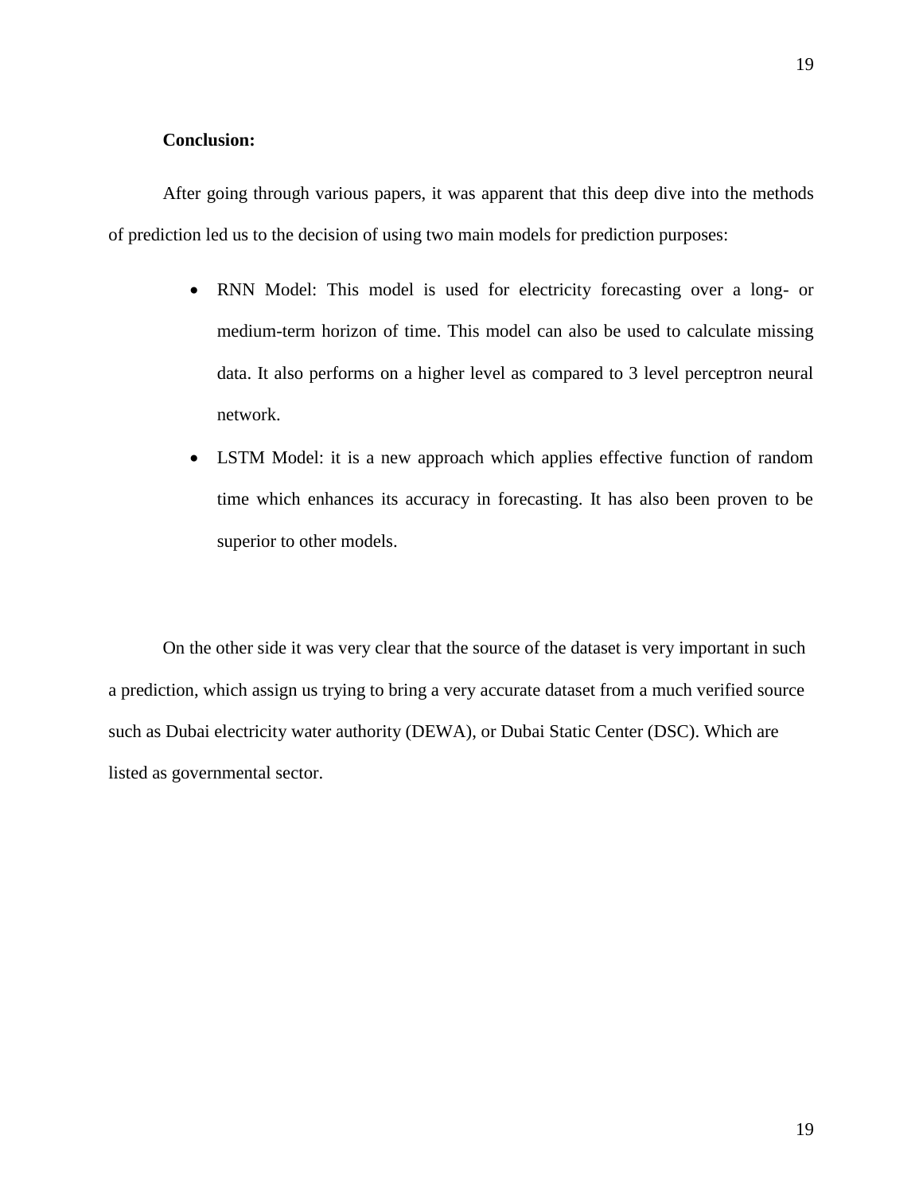**Conclusion:**

After going through various papers, it was apparent that this deep dive into the methods of prediction led us to the decision of using two main models for prediction purposes:

- RNN Model: This model is used for electricity forecasting over a long- or medium-term horizon of time. This model can also be used to calculate missing data. It also performs on a higher level as compared to 3 level perceptron neural network.
- LSTM Model: it is a new approach which applies effective function of random time which enhances its accuracy in forecasting. It has also been proven to be superior to other models.

On the other side it was very clear that the source of the dataset is very important in such a prediction, which assign us trying to bring a very accurate dataset from a much verified source such as Dubai electricity water authority (DEWA), or Dubai Static Center (DSC). Which are listed as governmental sector.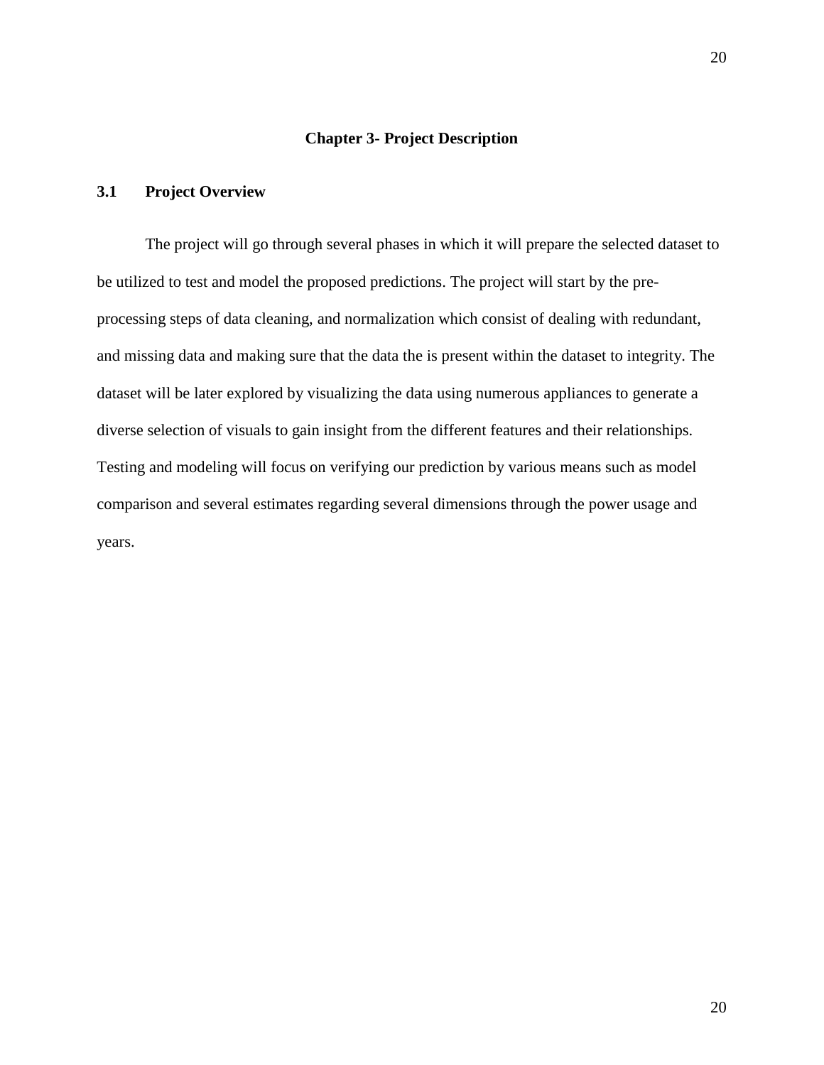## Chapter 3- Project Description

### 3.1 Project Overview

The project will go through several phases in which it will prepare the selected dataset to be utilized to test and model the proposed predictions. The project will start by the pre-processing steps of data cleaning, and normalization which consist of dealing with redundant, and missing data and making sure that the data the is present within the dataset to integrity. The dataset will be later explored by visualizing the data using numerous appliances to generate a diverse selection of visuals to gain insight from the different features and their relationships. Testing and modeling will focus on verifying our prediction by various means such as model comparison and several estimates regarding several dimensions through the power usage and years.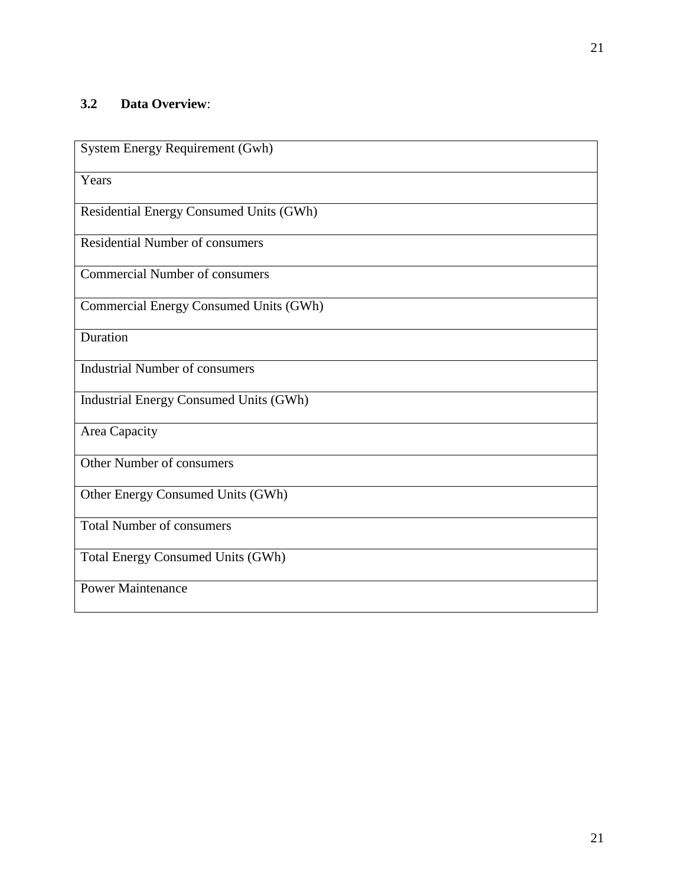### 3.2 Data Overview:

| System Energy Requirement (Gwh) |
|---|
| Years |
| Residential Energy Consumed Units (GWh) |
| Residential Number of consumers |
| Commercial Number of consumers |
| Commercial Energy Consumed Units (GWh) |
| Duration |
| Industrial Number of consumers |
| Industrial Energy Consumed Units (GWh) |
| Area Capacity |
| Other Number of consumers |
| Other Energy Consumed Units (GWh) |
| Total Number of consumers |
| Total Energy Consumed Units (GWh) |
| Power Maintenance |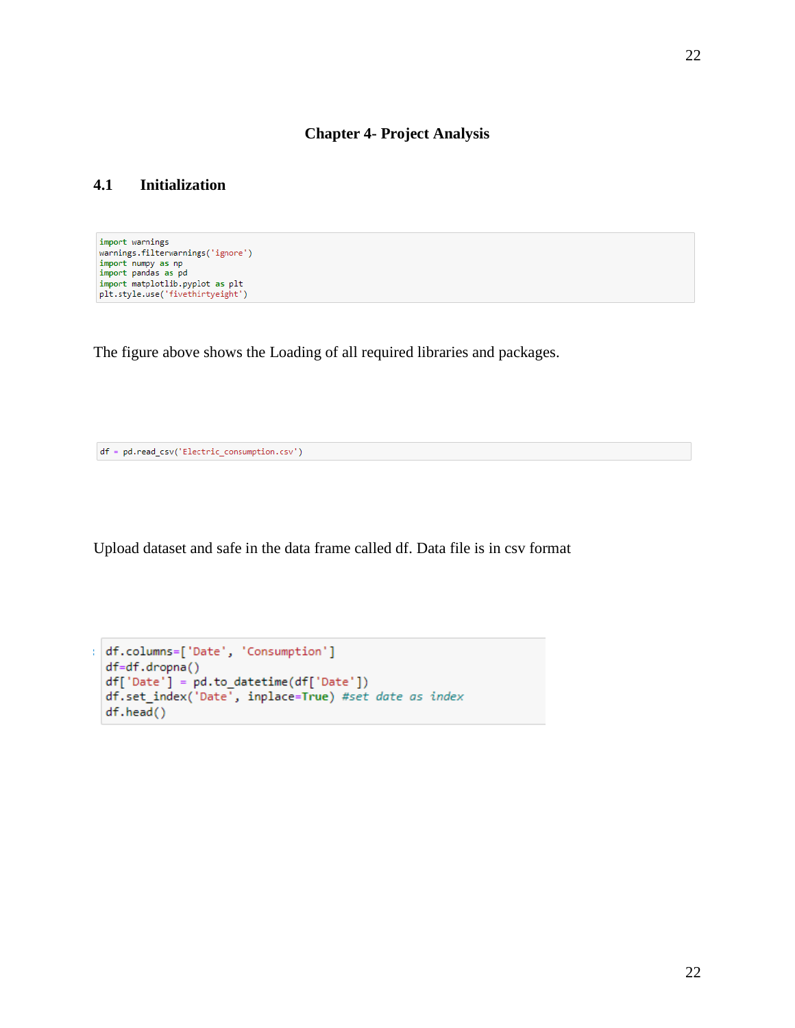# Chapter 4- Project Analysis

## 4.1 Initialization

```python
import warnings
warnings.filterwarnings('ignore')
import numpy as np
import pandas as pd
import matplotlib.pyplot as plt
plt.style.use('fivethirtyeight')
```

The figure above shows the Loading of all required libraries and packages.

```python
df = pd.read_csv('Electric_consumption.csv')
```

Upload dataset and safe in the data frame called df. Data file is in csv format

```python
df.columns=['Date', 'Consumption']
df=df.dropna()
df['Date'] = pd.to_datetime(df['Date'])
df.set_index('Date', inplace=True) #set date as index
df.head()
```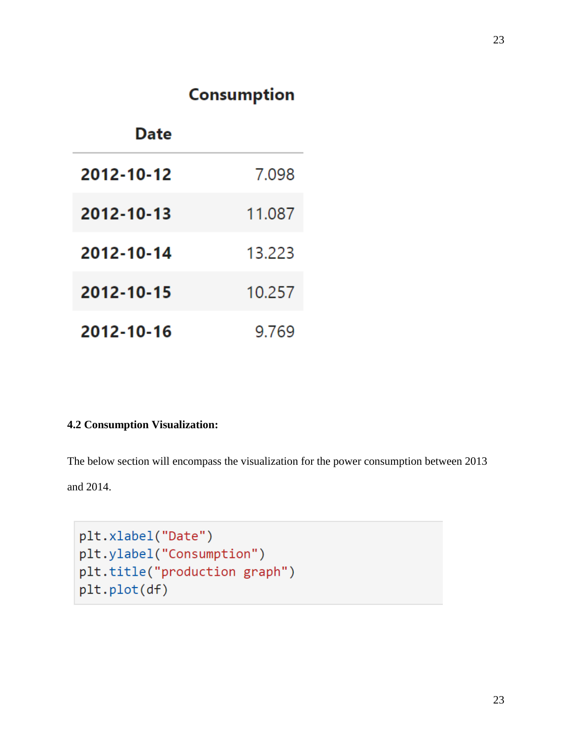| Date | Consumption |
|---|---|
| 2012-10-12 | 7.098 |
| 2012-10-13 | 11.087 |
| 2012-10-14 | 13.223 |
| 2012-10-15 | 10.257 |
| 2012-10-16 | 9.769 |

**4.2 Consumption Visualization:**

The below section will encompass the visualization for the power consumption between 2013 and 2014.

```
plt.xlabel("Date")
plt.ylabel("Consumption")
plt.title("production graph")
plt.plot(df)
```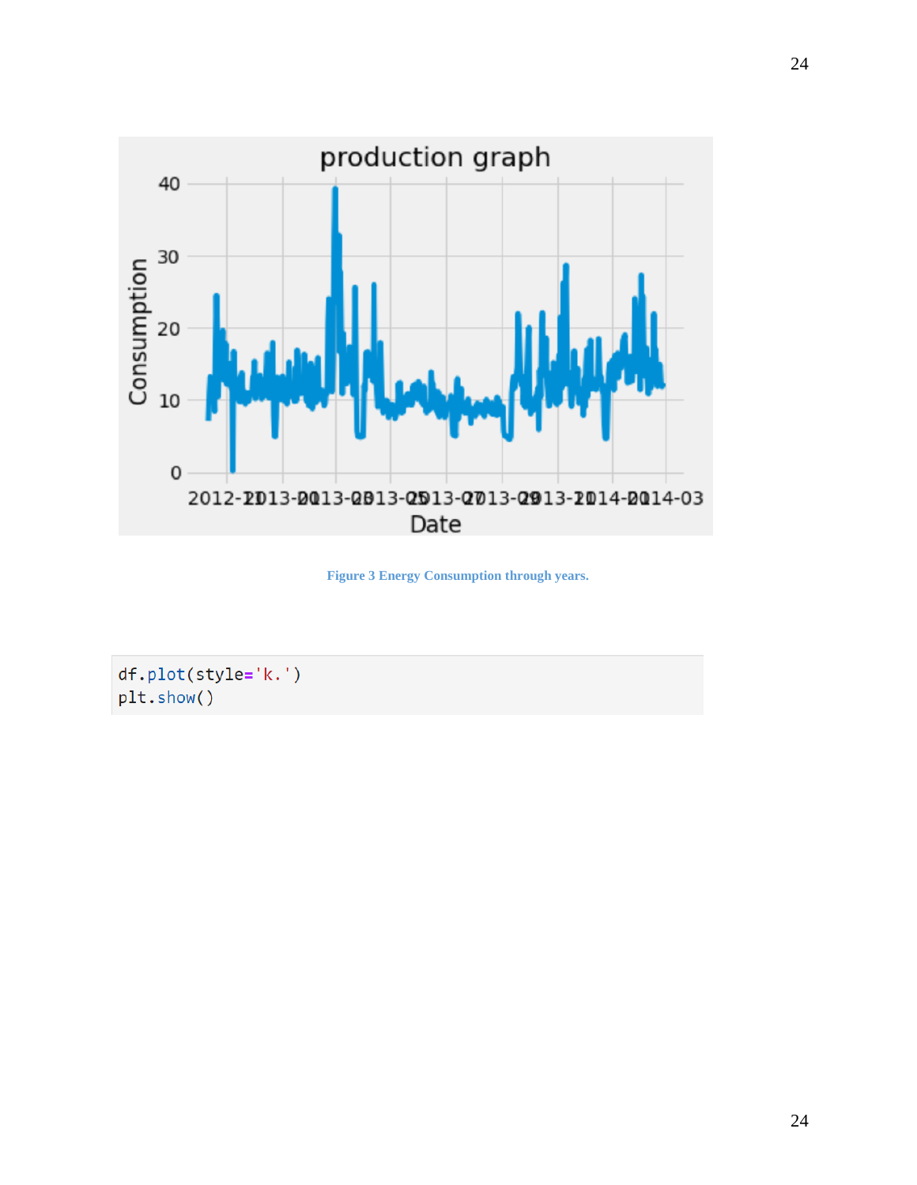Figure 3 Energy Consumption through years.

```
df.plot(style='k.')
plt.show()
```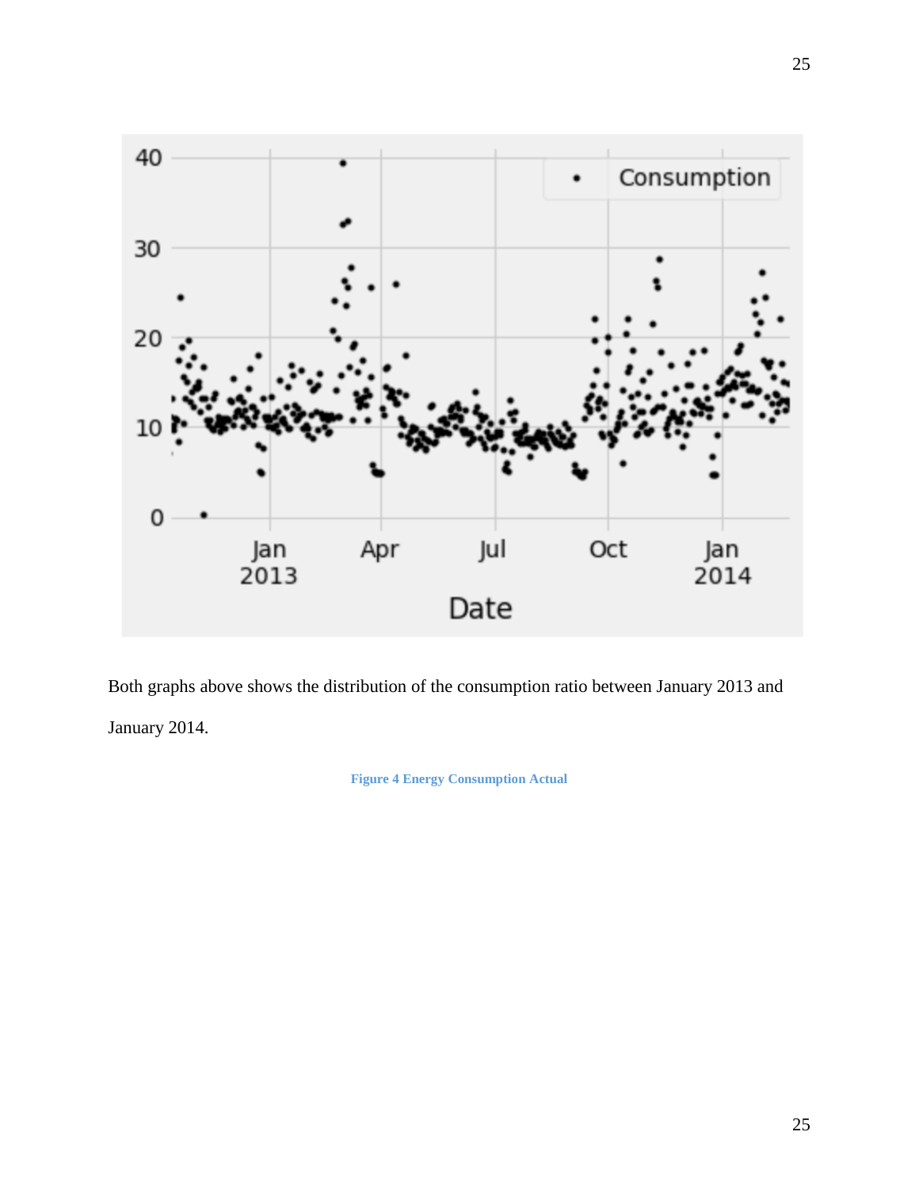Both graphs above shows the distribution of the consumption ratio between January 2013 and January 2014.

Figure 4 Energy Consumption Actual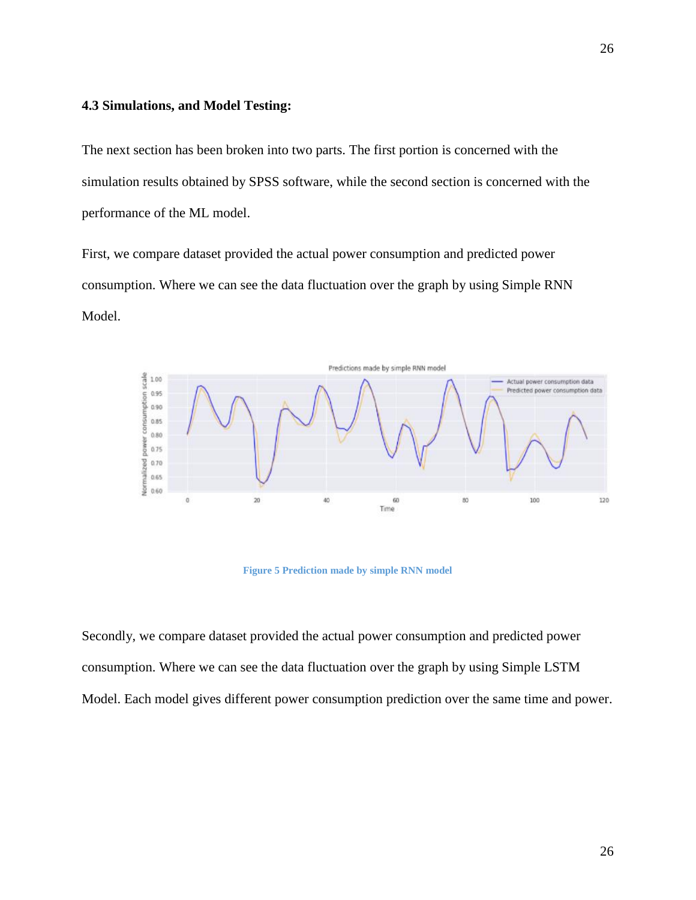### 4.3 Simulations, and Model Testing:

The next section has been broken into two parts. The first portion is concerned with the simulation results obtained by SPSS software, while the second section is concerned with the performance of the ML model.

First, we compare dataset provided the actual power consumption and predicted power consumption. Where we can see the data fluctuation over the graph by using Simple RNN Model.

Figure 5 Prediction made by simple RNN model

Secondly, we compare dataset provided the actual power consumption and predicted power consumption. Where we can see the data fluctuation over the graph by using Simple LSTM Model. Each model gives different power consumption prediction over the same time and power.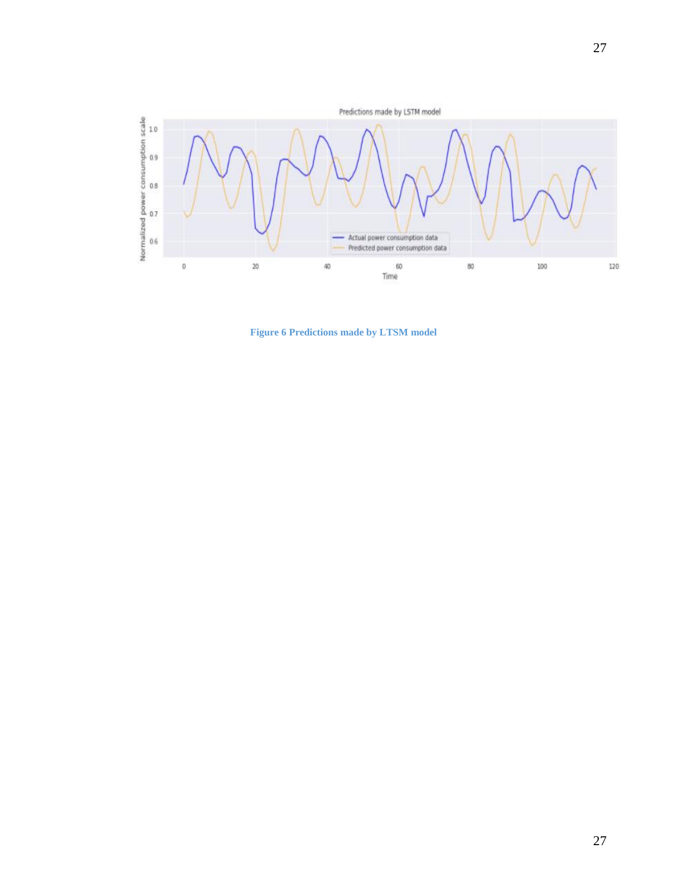Figure 6 Predictions made by LTSM model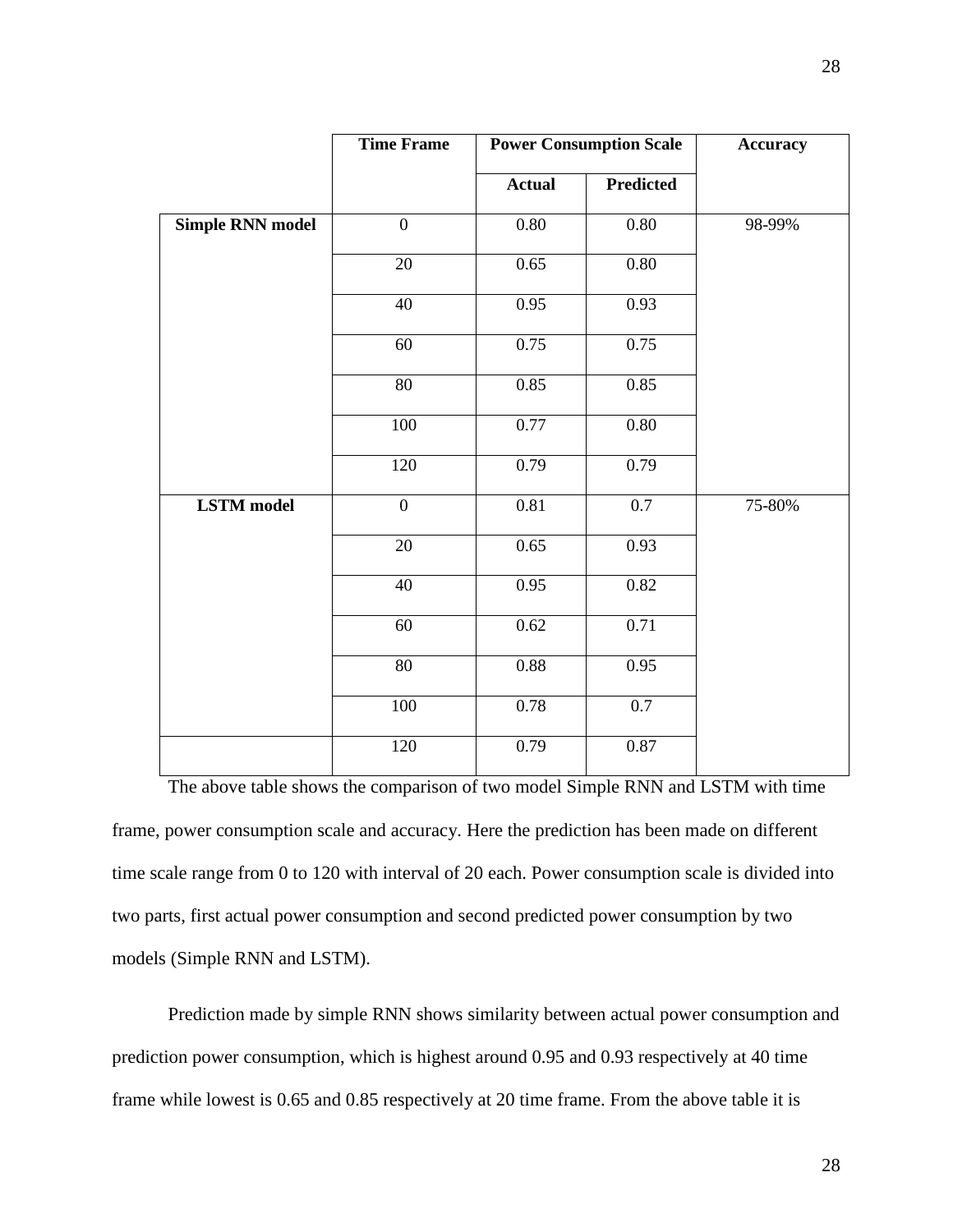| | Time Frame | Power Consumption Scale | | Accuracy |
|---|---|---|---|---|
| | | Actual | Predicted | |
| **Simple RNN model** | 0 | 0.80 | 0.80 | 98-99% |
| | 20 | 0.65 | 0.80 | |
| | 40 | 0.95 | 0.93 | |
| | 60 | 0.75 | 0.75 | |
| | 80 | 0.85 | 0.85 | |
| | 100 | 0.77 | 0.80 | |
| | 120 | 0.79 | 0.79 | |
| **LSTM model** | 0 | 0.81 | 0.7 | 75-80% |
| | 20 | 0.65 | 0.93 | |
| | 40 | 0.95 | 0.82 | |
| | 60 | 0.62 | 0.71 | |
| | 80 | 0.88 | 0.95 | |
| | 100 | 0.78 | 0.7 | |
| | 120 | 0.79 | 0.87 | |

The above table shows the comparison of two model Simple RNN and LSTM with time frame, power consumption scale and accuracy. Here the prediction has been made on different time scale range from 0 to 120 with interval of 20 each. Power consumption scale is divided into two parts, first actual power consumption and second predicted power consumption by two models (Simple RNN and LSTM).

Prediction made by simple RNN shows similarity between actual power consumption and prediction power consumption, which is highest around 0.95 and 0.93 respectively at 40 time frame while lowest is 0.65 and 0.85 respectively at 20 time frame. From the above table it is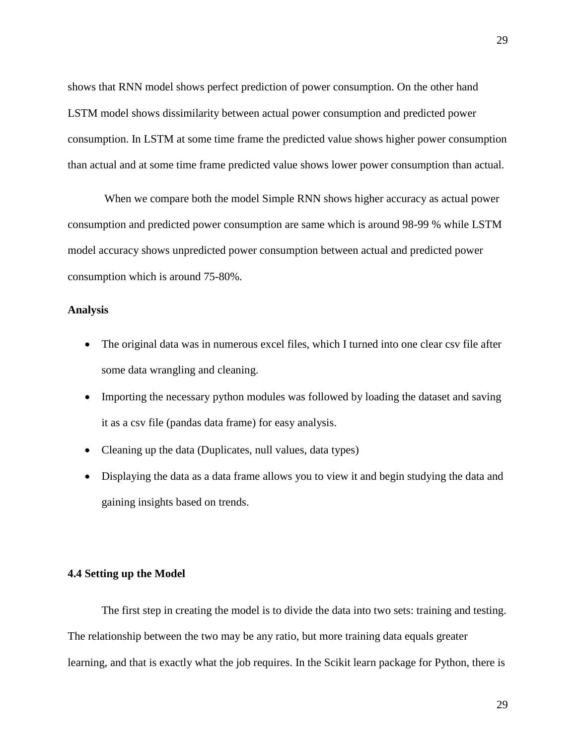shows that RNN model shows perfect prediction of power consumption. On the other hand LSTM model shows dissimilarity between actual power consumption and predicted power consumption. In LSTM at some time frame the predicted value shows higher power consumption than actual and at some time frame predicted value shows lower power consumption than actual.

When we compare both the model Simple RNN shows higher accuracy as actual power consumption and predicted power consumption are same which is around 98-99 % while LSTM model accuracy shows unpredicted power consumption between actual and predicted power consumption which is around 75-80%.

**Analysis**

- The original data was in numerous excel files, which I turned into one clear csv file after some data wrangling and cleaning.
- Importing the necessary python modules was followed by loading the dataset and saving it as a csv file (pandas data frame) for easy analysis.
- Cleaning up the data (Duplicates, null values, data types)
- Displaying the data as a data frame allows you to view it and begin studying the data and gaining insights based on trends.

**4.4 Setting up the Model**

The first step in creating the model is to divide the data into two sets: training and testing. The relationship between the two may be any ratio, but more training data equals greater learning, and that is exactly what the job requires. In the Scikit learn package for Python, there is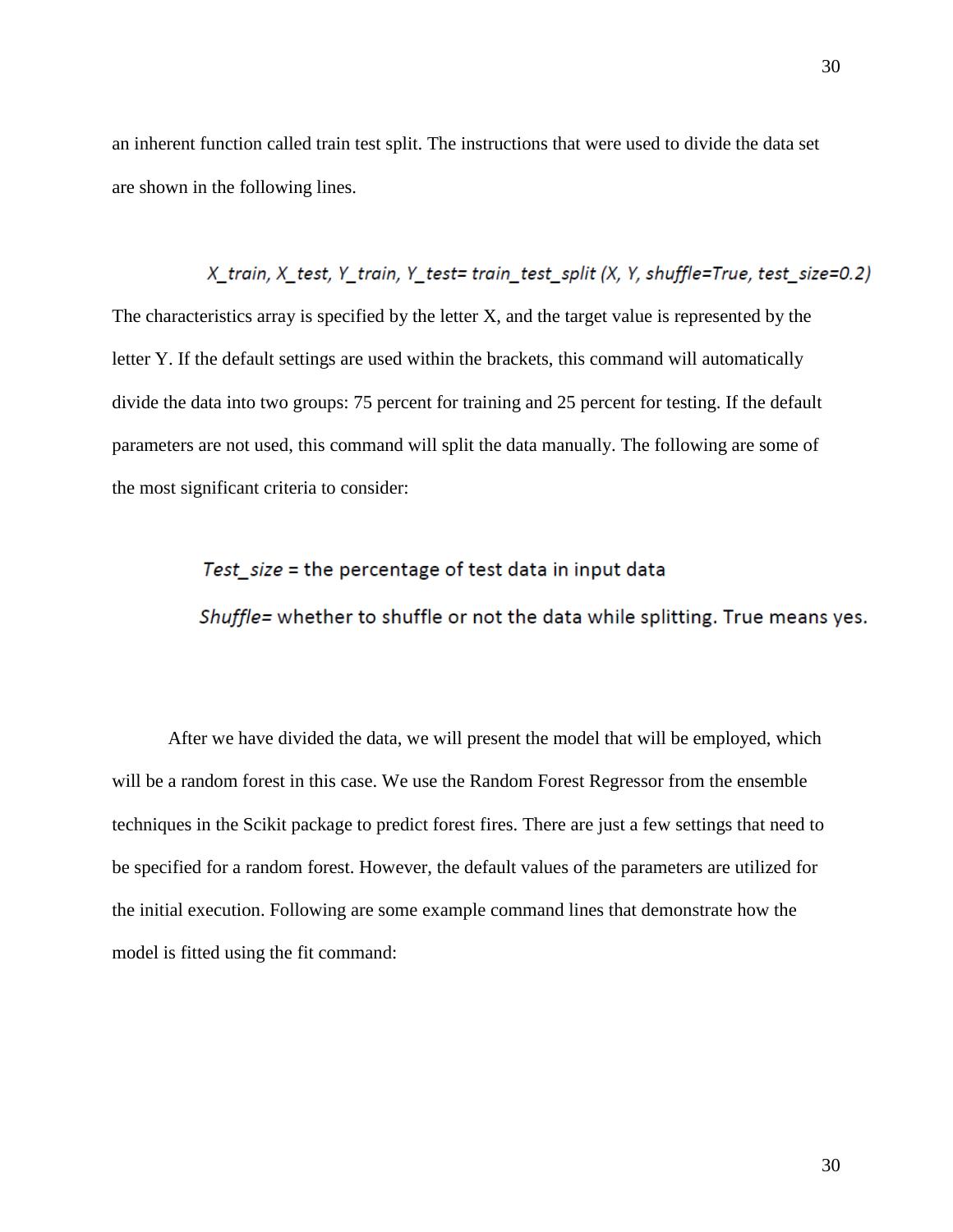an inherent function called train test split. The instructions that were used to divide the data set are shown in the following lines.

*X_train, X_test, Y_train, Y_test= train_test_split (X, Y, shuffle=True, test_size=0.2)*

The characteristics array is specified by the letter X, and the target value is represented by the letter Y. If the default settings are used within the brackets, this command will automatically divide the data into two groups: 75 percent for training and 25 percent for testing. If the default parameters are not used, this command will split the data manually. The following are some of the most significant criteria to consider:

*Test_size* = the percentage of test data in input data

*Shuffle*= whether to shuffle or not the data while splitting. True means yes.

After we have divided the data, we will present the model that will be employed, which will be a random forest in this case. We use the Random Forest Regressor from the ensemble techniques in the Scikit package to predict forest fires. There are just a few settings that need to be specified for a random forest. However, the default values of the parameters are utilized for the initial execution. Following are some example command lines that demonstrate how the model is fitted using the fit command: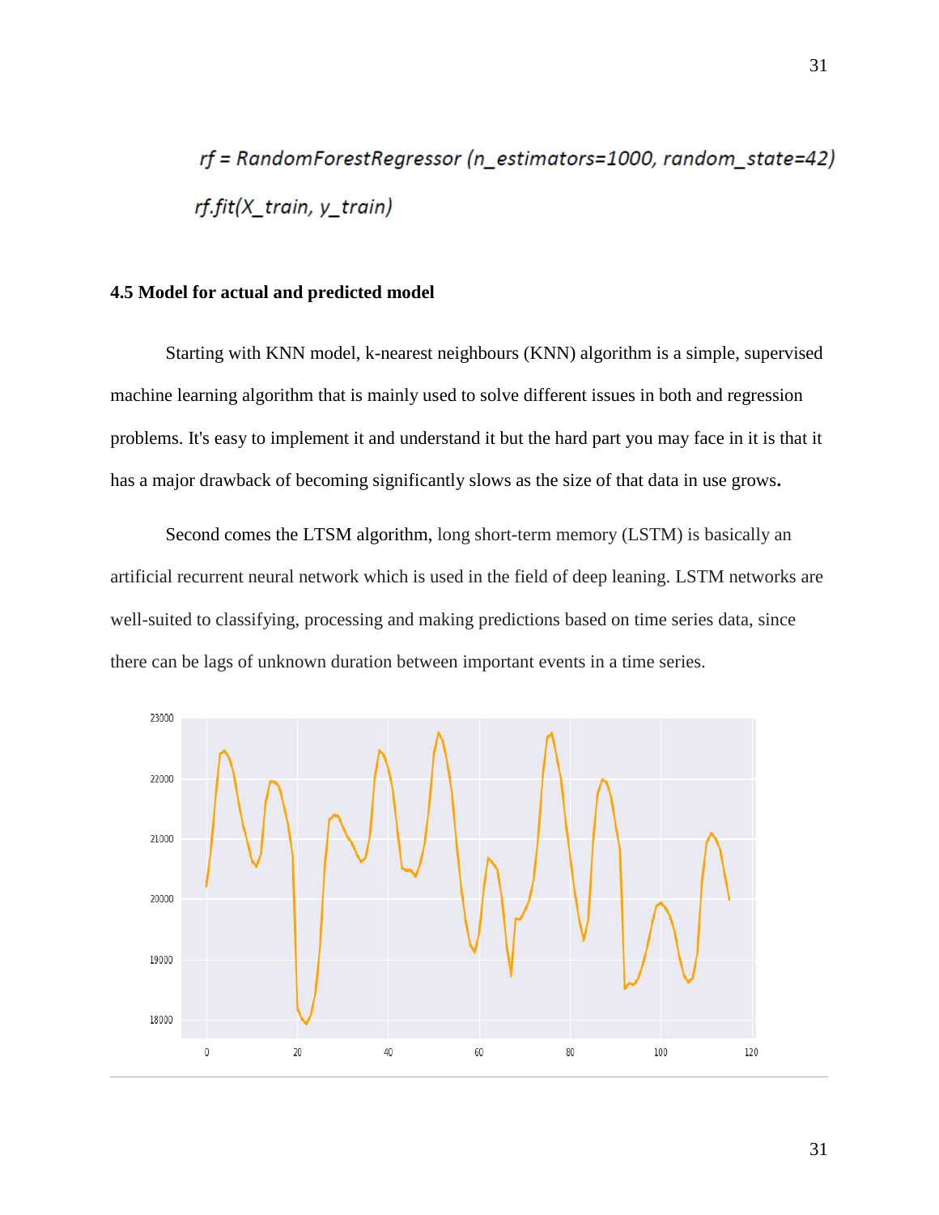```
rf = RandomForestRegressor (n_estimators=1000, random_state=42)
rf.fit(X_train, y_train)
```

**4.5 Model for actual and predicted model**

Starting with KNN model, k-nearest neighbours (KNN) algorithm is a simple, supervised machine learning algorithm that is mainly used to solve different issues in both and regression problems. It's easy to implement it and understand it but the hard part you may face in it is that it has a major drawback of becoming significantly slows as the size of that data in use grows**.**

Second comes the LTSM algorithm, long short-term memory (LSTM) is basically an artificial recurrent neural network which is used in the field of deep leaning. LSTM networks are well-suited to classifying, processing and making predictions based on time series data, since there can be lags of unknown duration between important events in a time series.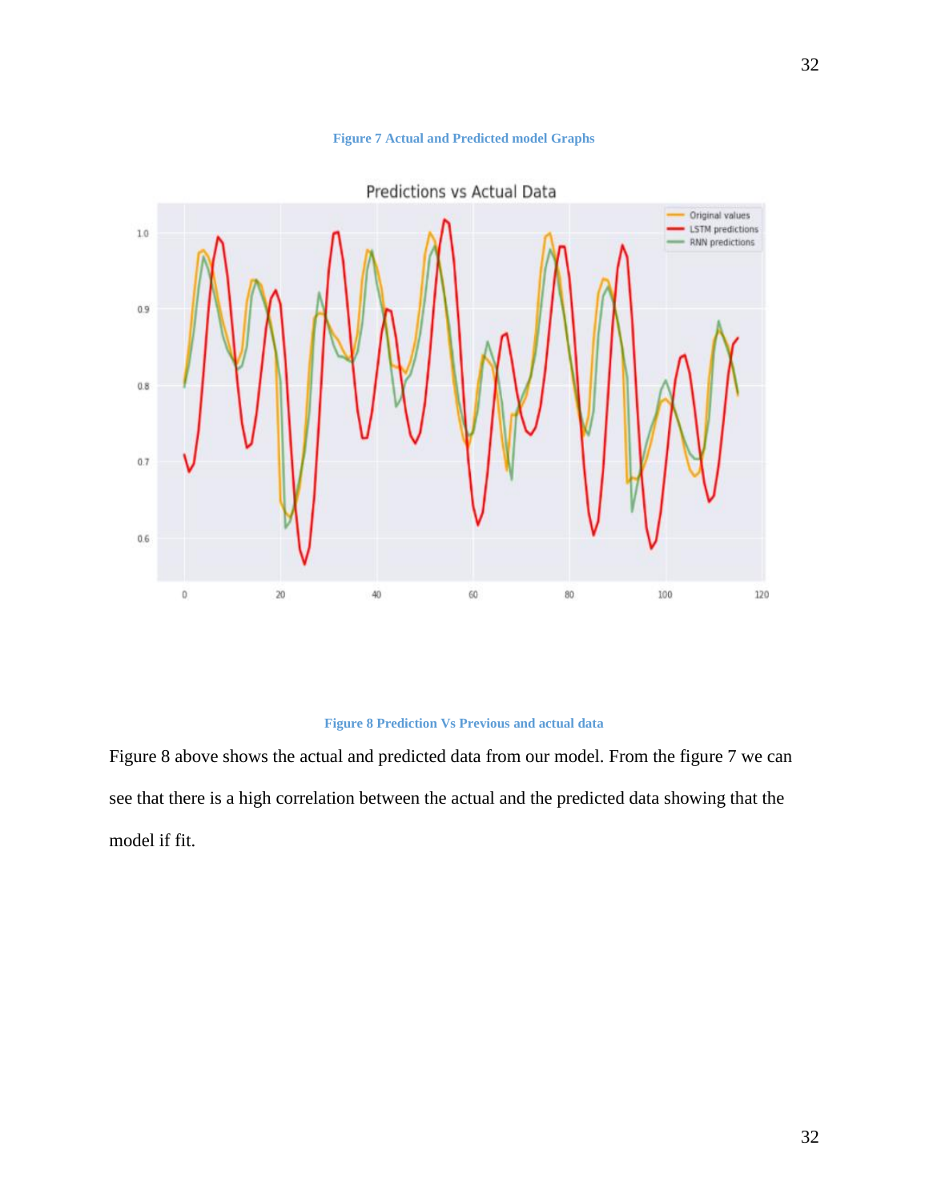**Figure 7 Actual and Predicted model Graphs**

**Figure 8 Prediction Vs Previous and actual data**

Figure 8 above shows the actual and predicted data from our model. From the figure 7 we can see that there is a high correlation between the actual and the predicted data showing that the model if fit.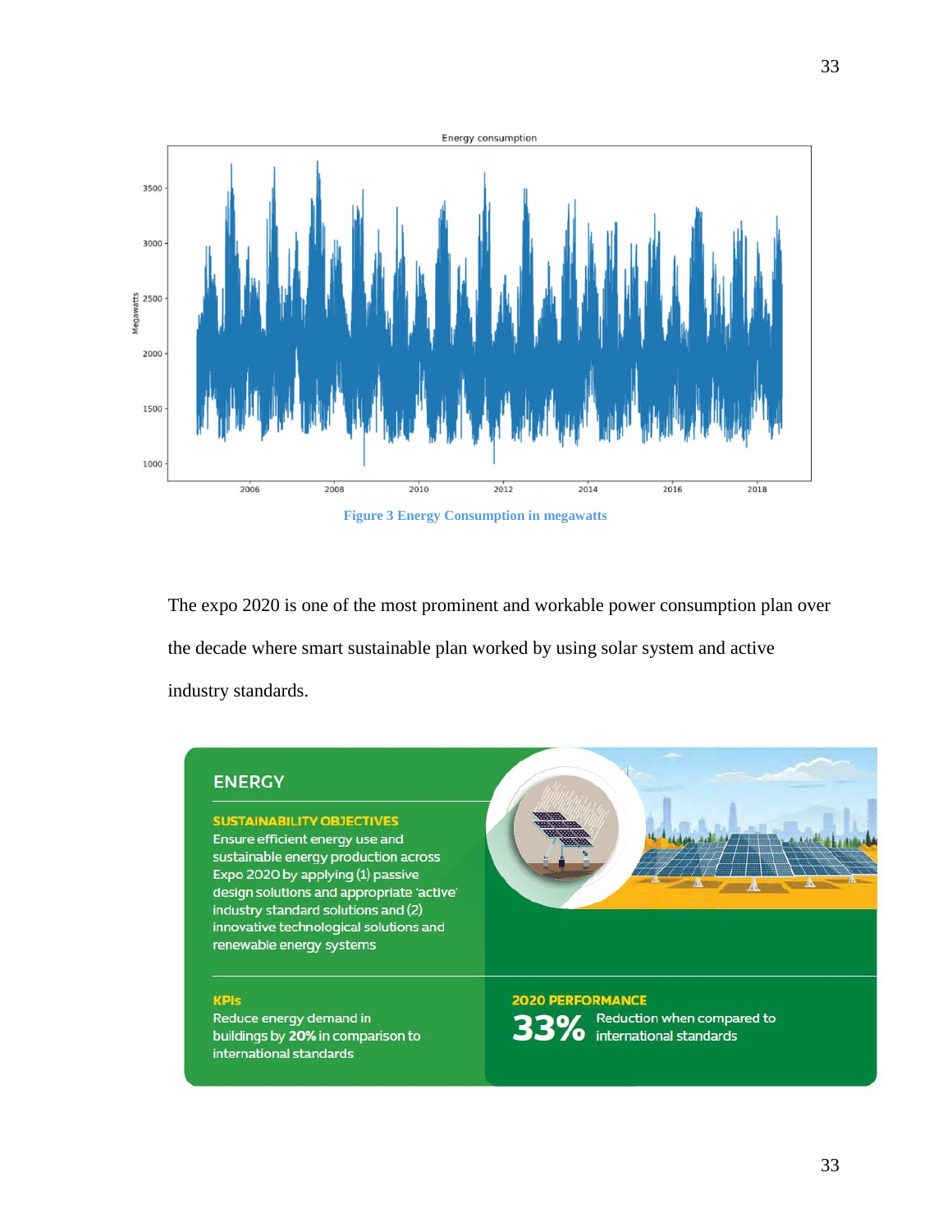Figure 3 Energy Consumption in megawatts

The expo 2020 is one of the most prominent and workable power consumption plan over the decade where smart sustainable plan worked by using solar system and active industry standards.

## ENERGY

**SUSTAINABILITY OBJECTIVES**

Ensure efficient energy use and sustainable energy production across Expo 2020 by applying (1) passive design solutions and appropriate 'active' industry standard solutions and (2) innovative technological solutions and renewable energy systems

**KPIs**

Reduce energy demand in buildings by **20%** in comparison to international standards

**2020 PERFORMANCE**

**33%** Reduction when compared to international standards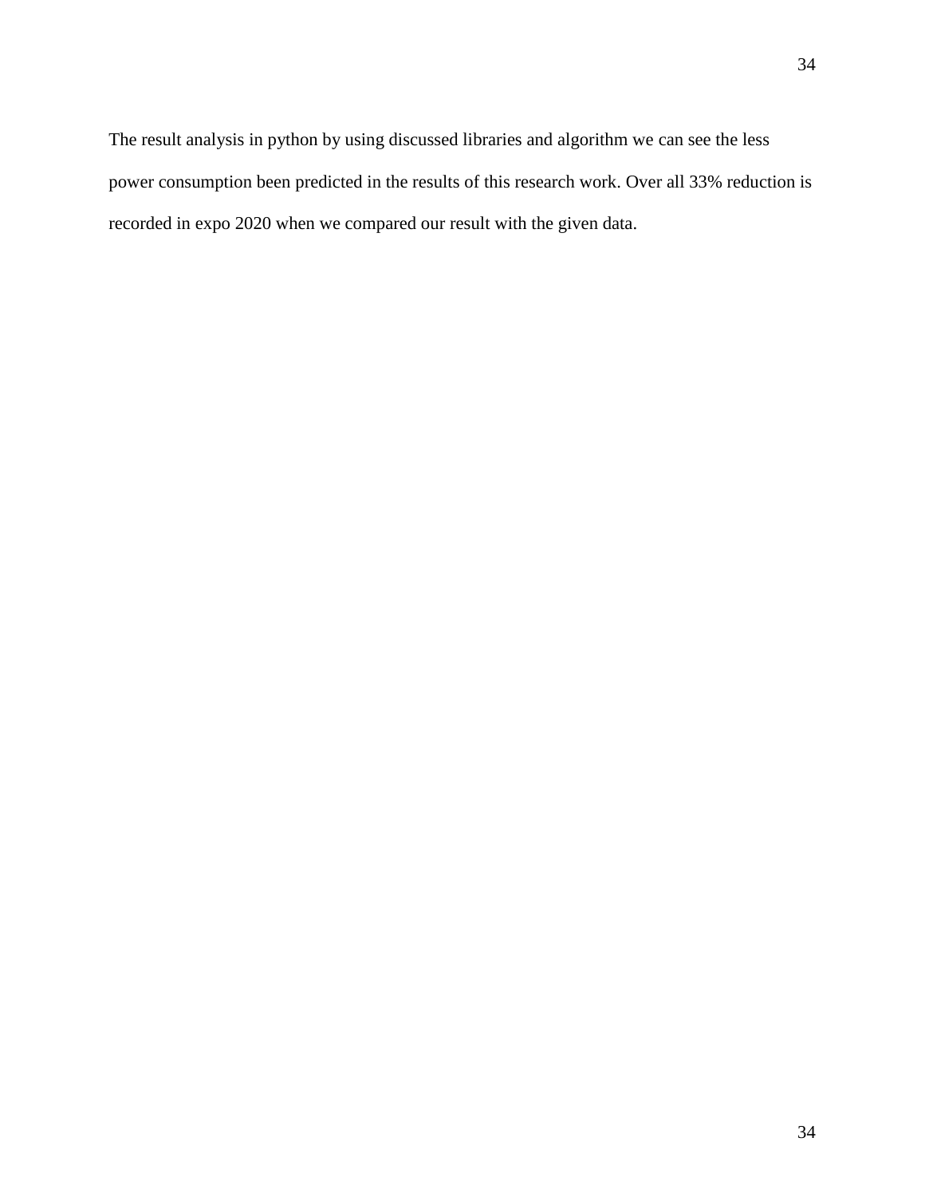The result analysis in python by using discussed libraries and algorithm we can see the less power consumption been predicted in the results of this research work. Over all 33% reduction is recorded in expo 2020 when we compared our result with the given data.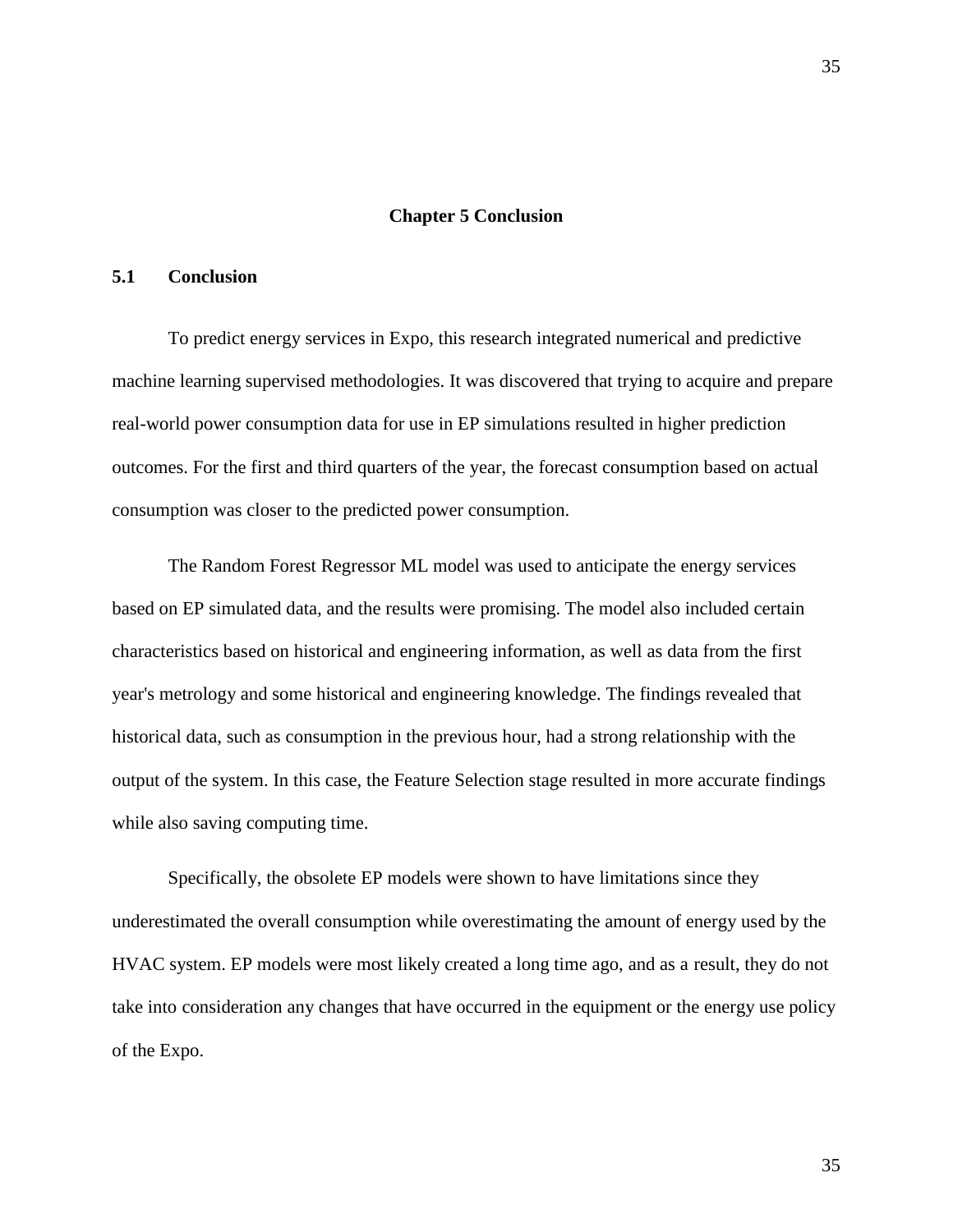# Chapter 5 Conclusion

## 5.1 Conclusion

To predict energy services in Expo, this research integrated numerical and predictive machine learning supervised methodologies. It was discovered that trying to acquire and prepare real-world power consumption data for use in EP simulations resulted in higher prediction outcomes. For the first and third quarters of the year, the forecast consumption based on actual consumption was closer to the predicted power consumption.

The Random Forest Regressor ML model was used to anticipate the energy services based on EP simulated data, and the results were promising. The model also included certain characteristics based on historical and engineering information, as well as data from the first year's metrology and some historical and engineering knowledge. The findings revealed that historical data, such as consumption in the previous hour, had a strong relationship with the output of the system. In this case, the Feature Selection stage resulted in more accurate findings while also saving computing time.

Specifically, the obsolete EP models were shown to have limitations since they underestimated the overall consumption while overestimating the amount of energy used by the HVAC system. EP models were most likely created a long time ago, and as a result, they do not take into consideration any changes that have occurred in the equipment or the energy use policy of the Expo.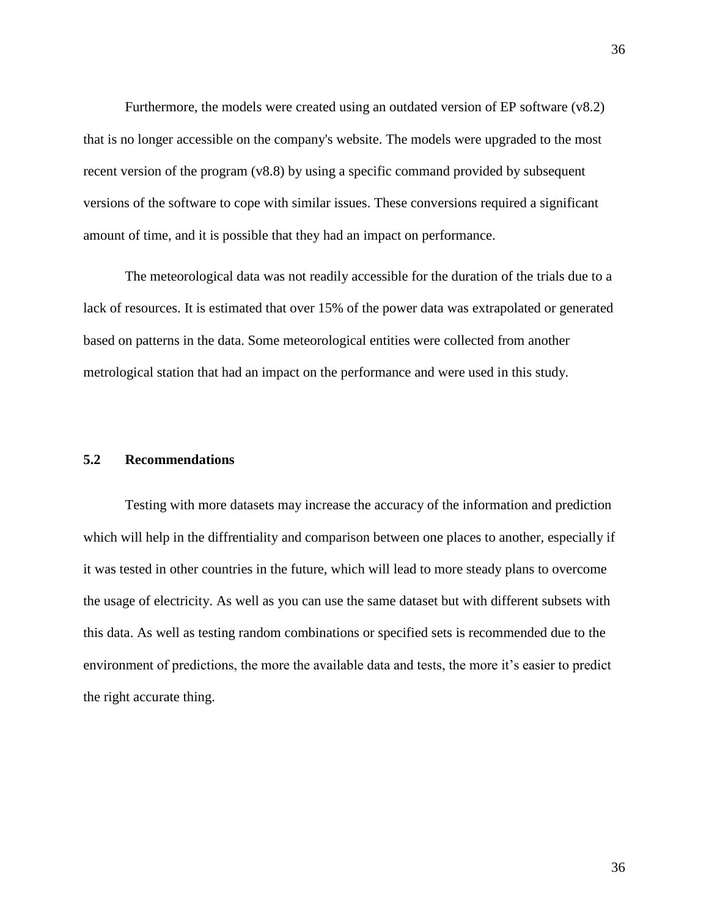Furthermore, the models were created using an outdated version of EP software (v8.2) that is no longer accessible on the company's website. The models were upgraded to the most recent version of the program (v8.8) by using a specific command provided by subsequent versions of the software to cope with similar issues. These conversions required a significant amount of time, and it is possible that they had an impact on performance.

The meteorological data was not readily accessible for the duration of the trials due to a lack of resources. It is estimated that over 15% of the power data was extrapolated or generated based on patterns in the data. Some meteorological entities were collected from another metrological station that had an impact on the performance and were used in this study.

## 5.2 Recommendations

Testing with more datasets may increase the accuracy of the information and prediction which will help in the diffrentiality and comparison between one places to another, especially if it was tested in other countries in the future, which will lead to more steady plans to overcome the usage of electricity. As well as you can use the same dataset but with different subsets with this data. As well as testing random combinations or specified sets is recommended due to the environment of predictions, the more the available data and tests, the more it's easier to predict the right accurate thing.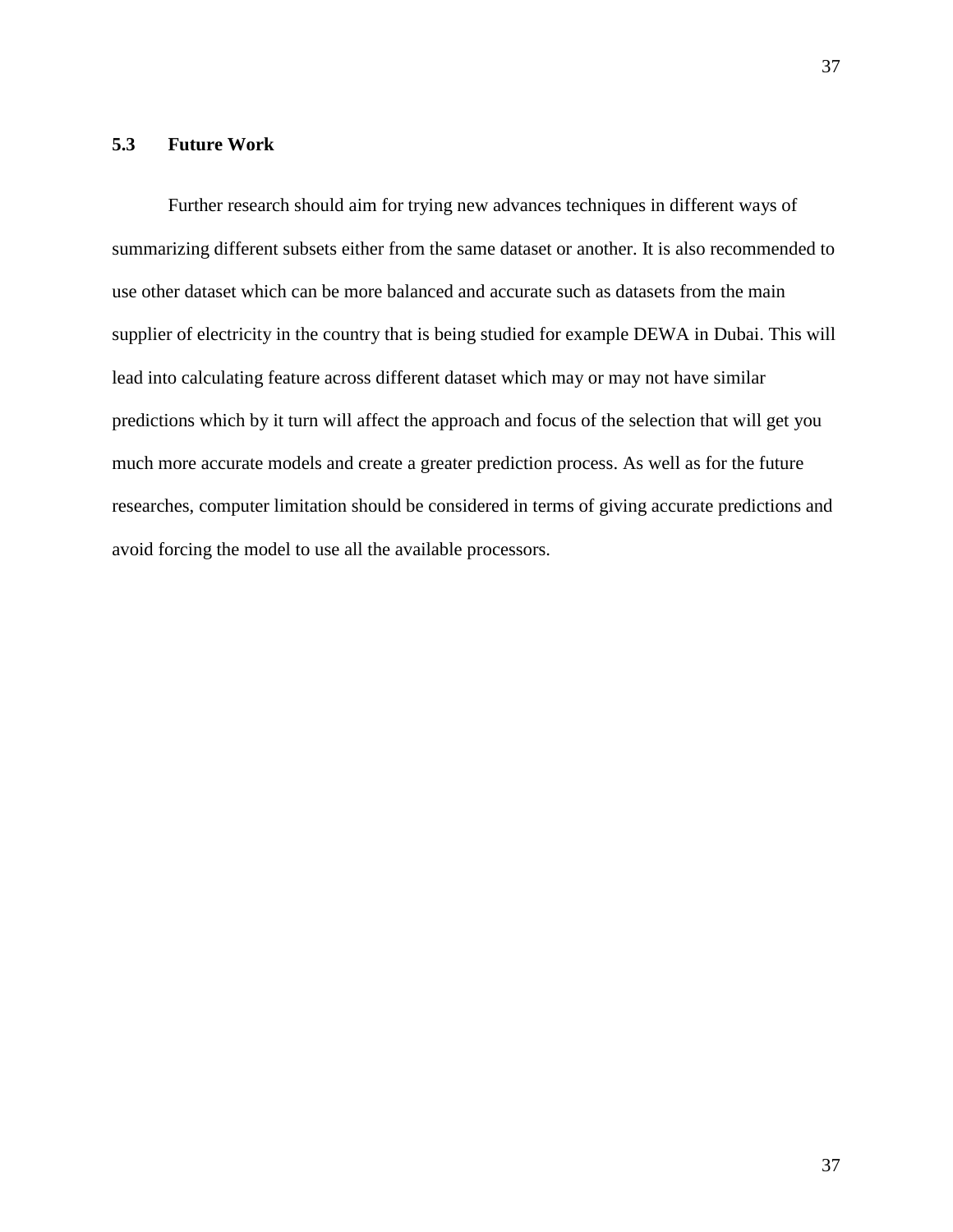### 5.3 Future Work

Further research should aim for trying new advances techniques in different ways of summarizing different subsets either from the same dataset or another. It is also recommended to use other dataset which can be more balanced and accurate such as datasets from the main supplier of electricity in the country that is being studied for example DEWA in Dubai. This will lead into calculating feature across different dataset which may or may not have similar predictions which by it turn will affect the approach and focus of the selection that will get you much more accurate models and create a greater prediction process. As well as for the future researches, computer limitation should be considered in terms of giving accurate predictions and avoid forcing the model to use all the available processors.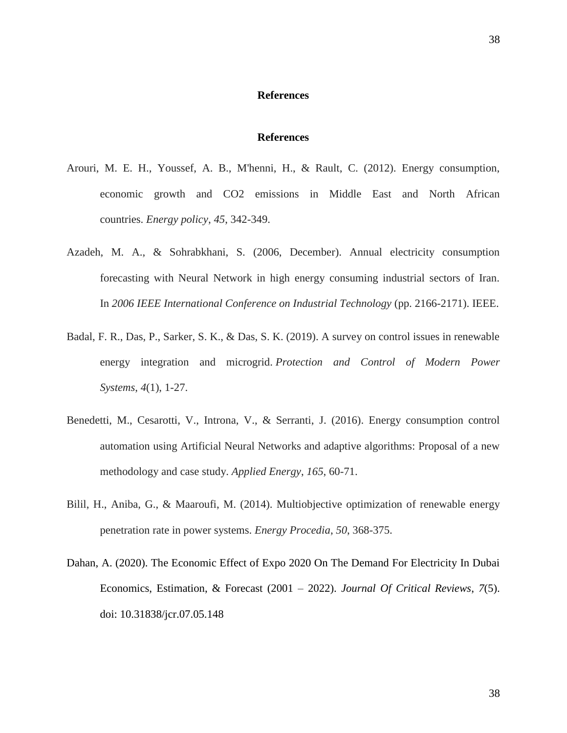# References

## References

Arouri, M. E. H., Youssef, A. B., M'henni, H., & Rault, C. (2012). Energy consumption, economic growth and $CO_2$ emissions in Middle East and North African countries. *Energy policy*, *45*, 342-349.

Azadeh, M. A., & Sohrabkhani, S. (2006, December). Annual electricity consumption forecasting with Neural Network in high energy consuming industrial sectors of Iran. In *2006 IEEE International Conference on Industrial Technology* (pp. 2166-2171). IEEE.

Badal, F. R., Das, P., Sarker, S. K., & Das, S. K. (2019). A survey on control issues in renewable energy integration and microgrid. *Protection and Control of Modern Power Systems*, *4*(1), 1-27.

Benedetti, M., Cesarotti, V., Introna, V., & Serranti, J. (2016). Energy consumption control automation using Artificial Neural Networks and adaptive algorithms: Proposal of a new methodology and case study. *Applied Energy*, *165*, 60-71.

Bilil, H., Aniba, G., & Maaroufi, M. (2014). Multiobjective optimization of renewable energy penetration rate in power systems. *Energy Procedia*, *50*, 368-375.

Dahan, A. (2020). The Economic Effect of Expo 2020 On The Demand For Electricity In Dubai Economics, Estimation, & Forecast (2001 – 2022). *Journal Of Critical Reviews*, *7*(5). doi: 10.31838/jcr.07.05.148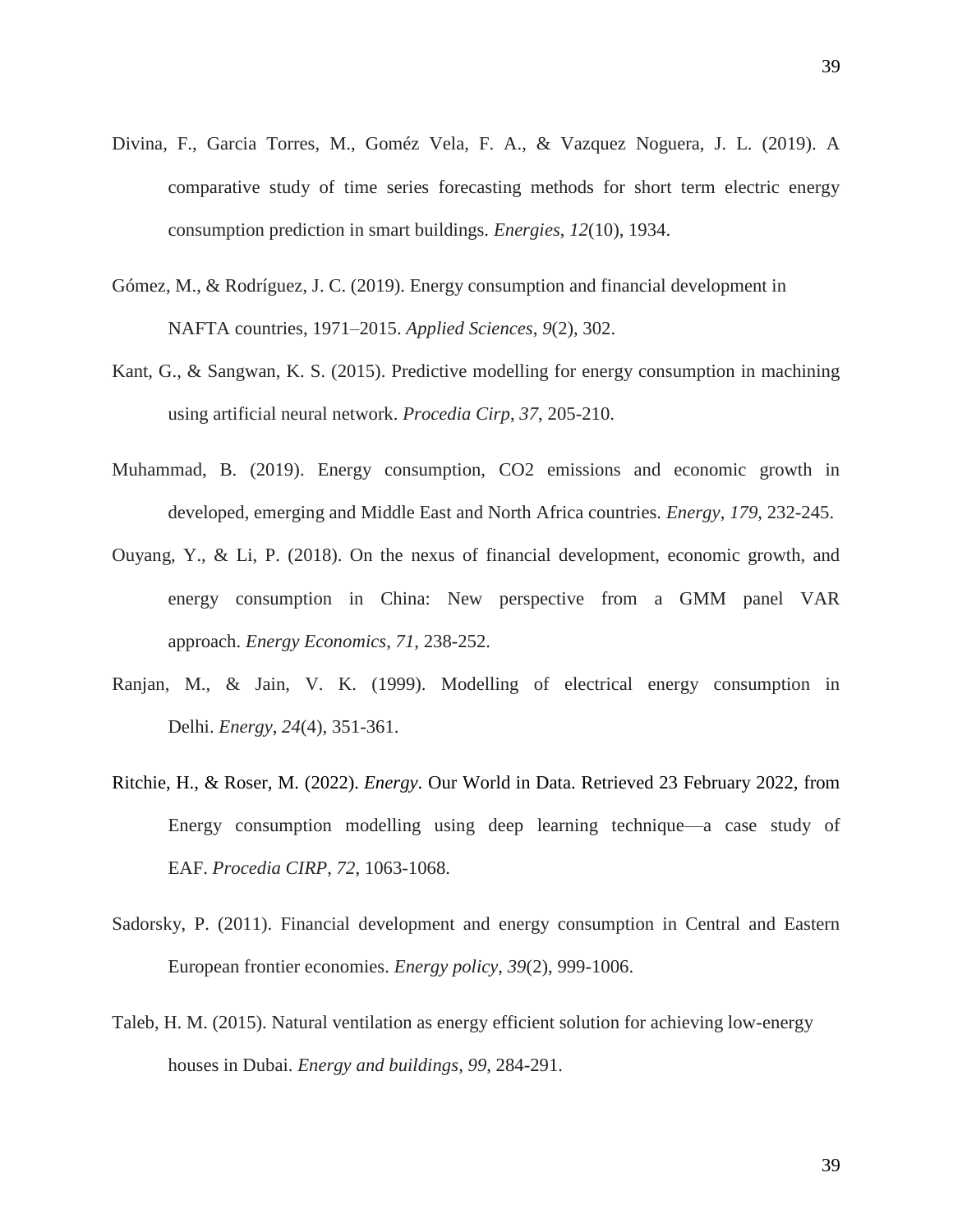Divina, F., Garcia Torres, M., Goméz Vela, F. A., & Vazquez Noguera, J. L. (2019). A comparative study of time series forecasting methods for short term electric energy consumption prediction in smart buildings. *Energies*, *12*(10), 1934.

Gómez, M., & Rodríguez, J. C. (2019). Energy consumption and financial development in NAFTA countries, 1971–2015. *Applied Sciences*, *9*(2), 302.

Kant, G., & Sangwan, K. S. (2015). Predictive modelling for energy consumption in machining using artificial neural network. *Procedia Cirp*, *37*, 205-210.

Muhammad, B. (2019). Energy consumption, CO2 emissions and economic growth in developed, emerging and Middle East and North Africa countries. *Energy*, *179*, 232-245.

Ouyang, Y., & Li, P. (2018). On the nexus of financial development, economic growth, and energy consumption in China: New perspective from a GMM panel VAR approach. *Energy Economics*, *71*, 238-252.

Ranjan, M., & Jain, V. K. (1999). Modelling of electrical energy consumption in Delhi. *Energy*, *24*(4), 351-361.

Ritchie, H., & Roser, M. (2022). *Energy*. Our World in Data. Retrieved 23 February 2022, from Energy consumption modelling using deep learning technique—a case study of EAF. *Procedia CIRP*, *72*, 1063-1068.

Sadorsky, P. (2011). Financial development and energy consumption in Central and Eastern European frontier economies. *Energy policy*, *39*(2), 999-1006.

Taleb, H. M. (2015). Natural ventilation as energy efficient solution for achieving low-energy houses in Dubai. *Energy and buildings*, *99*, 284-291.